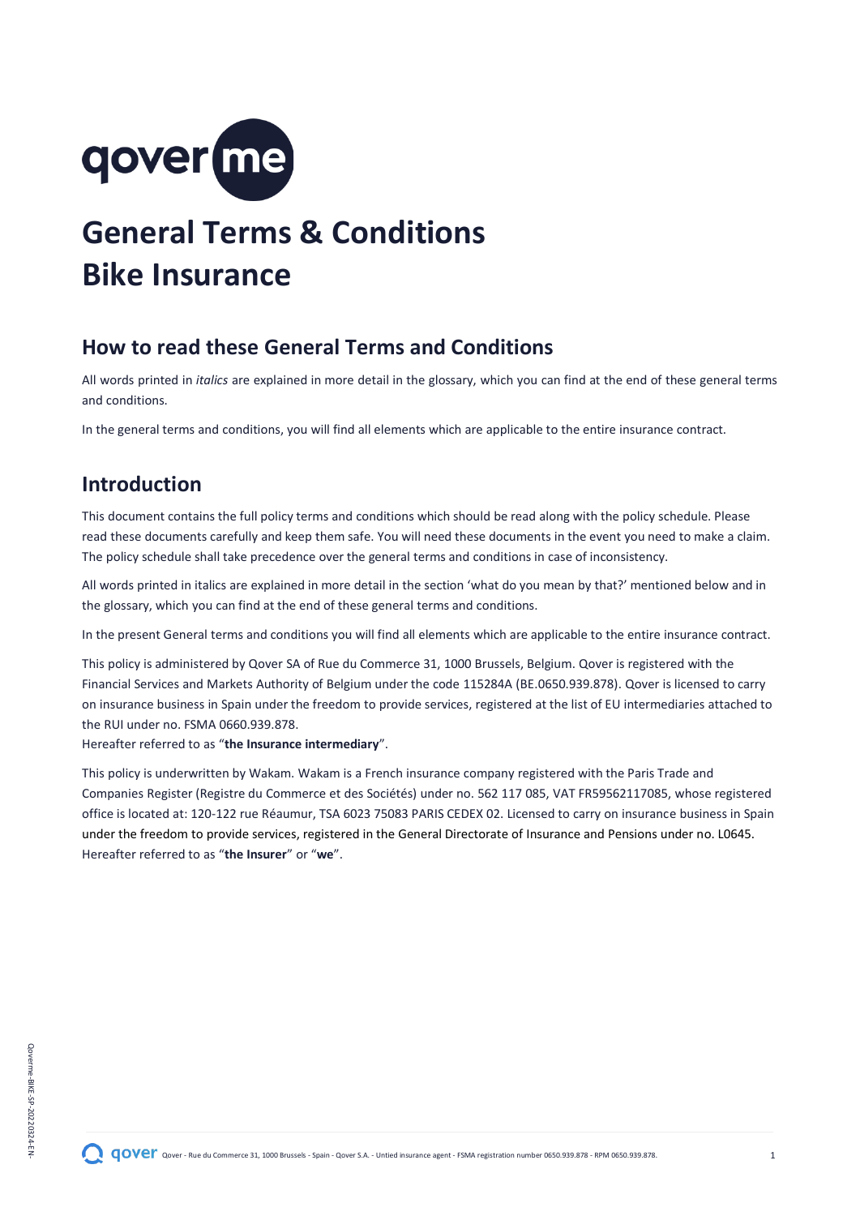# General Terms & Conditions Bike Insurance

## How to read these General Terms and Conditions

All words printed in *italics* are explained in more detail in the glossary, which you can find at the end of these general terms and conditions.

In the general terms and conditions, you will find all elements which are applicable to the entire insurance contract.

## Introduction

This document contains the full policy terms and conditions which should be read along with the policy schedule. Please read these documents carefully and keep them safe. You will need these documents in the event you need to make a claim. The policy schedule shall take precedence over the general terms and conditions in case of inconsistency.

All words printed in italics are explained in more detail in the section 'what do you mean by that?' mentioned below and in the glossary, which you can find at the end of these general terms and conditions.

In the present General terms and conditions you will find all elements which are applicable to the entire insurance contract.

This policy is administered by Qover SA of Rue du Commerce 31, 1000 Brussels, Belgium. Qover is registered with the Financial Services and Markets Authority of Belgium under the code 115284A (BE.0650.939.878). Qover is licensed to carry on insurance business in Spain under the freedom to provide services, registered at the list of EU intermediaries attached to the RUI under no. FSMA 0660.939.878.
Hereafter referred to as "**the Insurance intermediary**".

This policy is underwritten by Wakam. Wakam is a French insurance company registered with the Paris Trade and Companies Register (Registre du Commerce et des Sociétés) under no. 562 117 085, VAT FR59562117085, whose registered office is located at: 120-122 rue Réaumur, TSA 6023 75083 PARIS CEDEX 02. Licensed to carry on insurance business in Spain under the freedom to provide services, registered in the General Directorate of Insurance and Pensions under no. L0645.
Hereafter referred to as "**the Insurer**" or "**we**".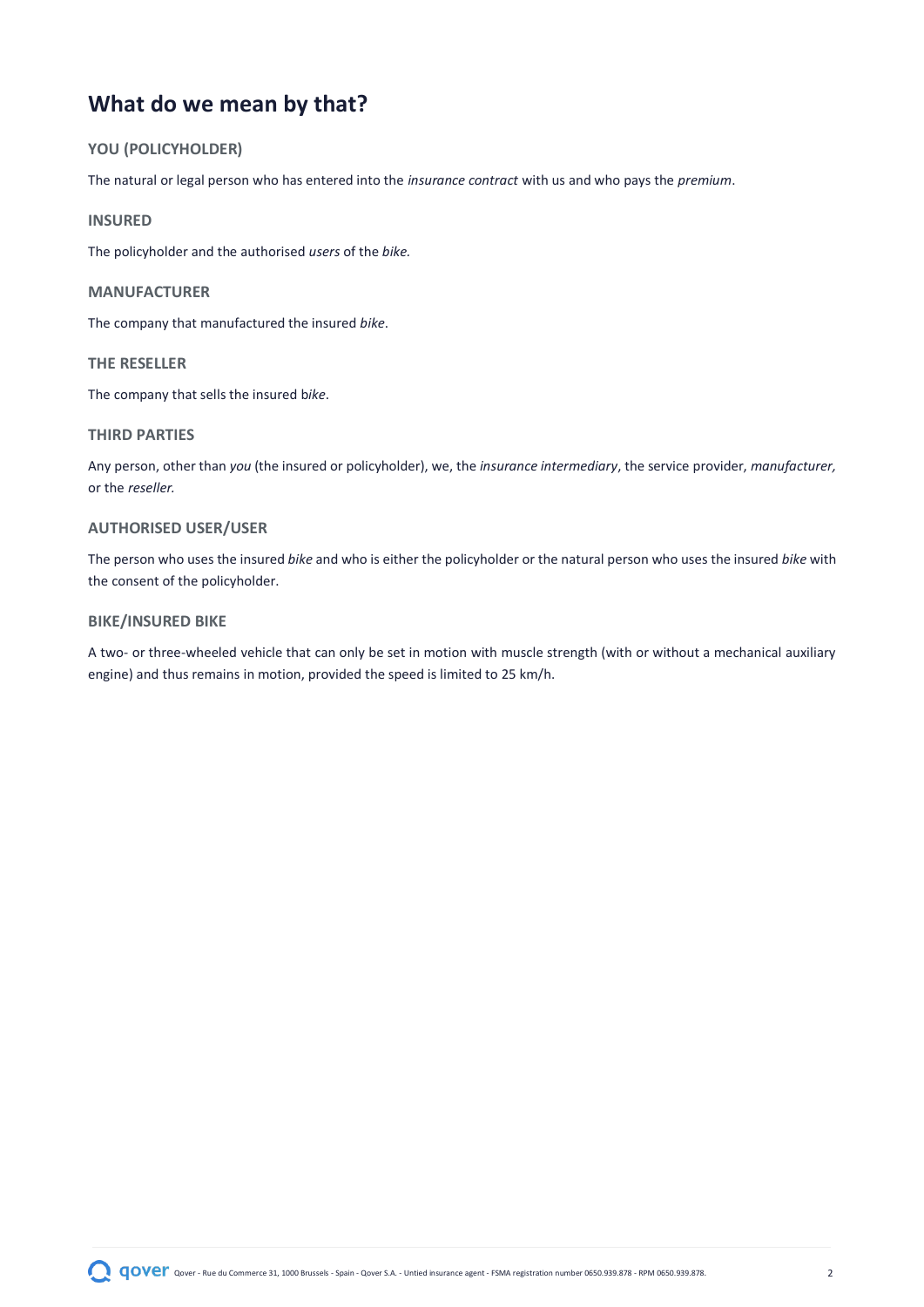# What do we mean by that?

### YOU (POLICYHOLDER)

The natural or legal person who has entered into the *insurance contract* with us and who pays the *premium*.

### INSURED

The policyholder and the authorised *users* of the *bike.*

### MANUFACTURER

The company that manufactured the insured *bike*.

### THE RESELLER

The company that sells the insured b*ike*.

### THIRD PARTIES

Any person, other than *you* (the insured or policyholder), we, the *insurance intermediary*, the service provider, *manufacturer,* or the *reseller.*

### AUTHORISED USER/USER

The person who uses the insured *bike* and who is either the policyholder or the natural person who uses the insured *bike* with the consent of the policyholder.

### BIKE/INSURED BIKE

A two- or three-wheeled vehicle that can only be set in motion with muscle strength (with or without a mechanical auxiliary engine) and thus remains in motion, provided the speed is limited to 25 km/h.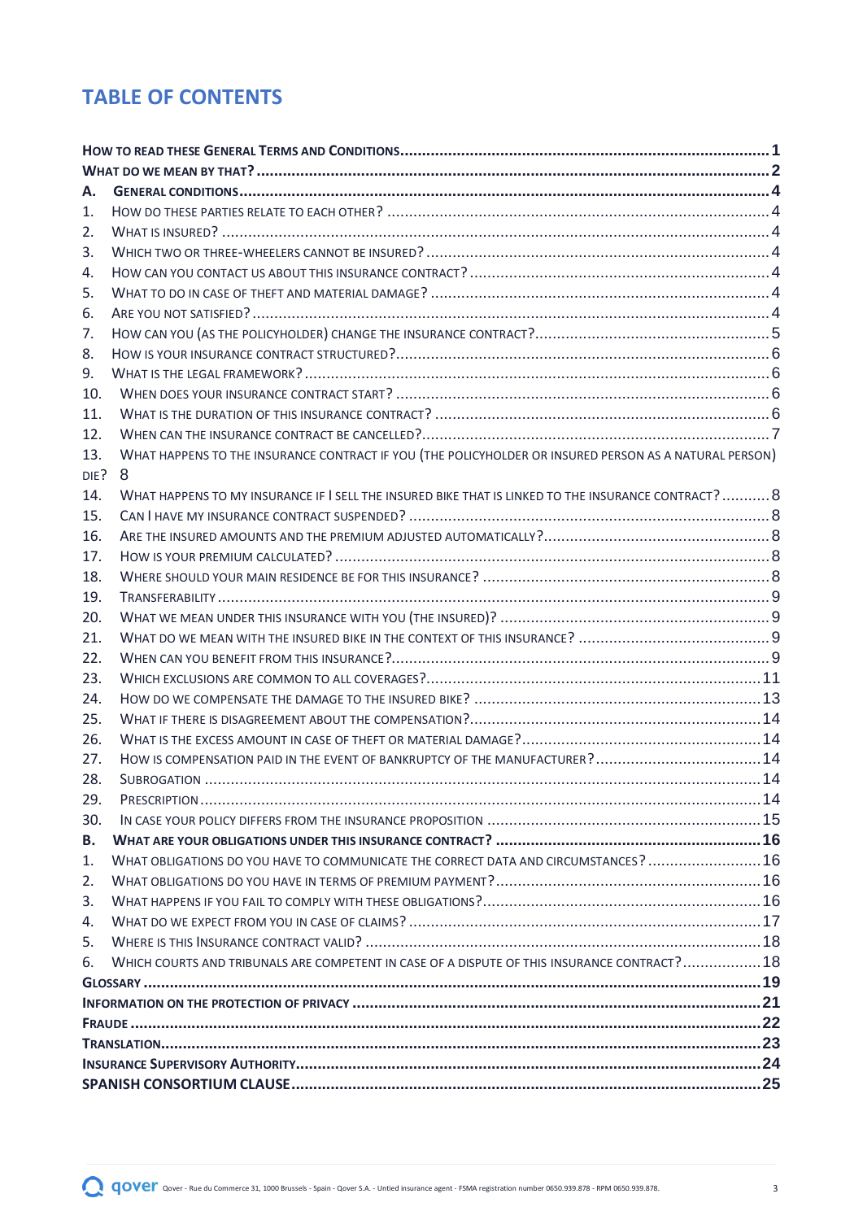# TABLE OF CONTENTS

| | |
|---|---|
| **HOW TO READ THESE GENERAL TERMS AND CONDITIONS** | **1** |
| **WHAT DO WE MEAN BY THAT?** | **2** |
| **A. GENERAL CONDITIONS** | **4** |
| 1. HOW DO THESE PARTIES RELATE TO EACH OTHER? | 4 |
| 2. WHAT IS INSURED? | 4 |
| 3. WHICH TWO OR THREE-WHEELERS CANNOT BE INSURED? | 4 |
| 4. HOW CAN YOU CONTACT US ABOUT THIS INSURANCE CONTRACT? | 4 |
| 5. WHAT TO DO IN CASE OF THEFT AND MATERIAL DAMAGE? | 4 |
| 6. ARE YOU NOT SATISFIED? | 4 |
| 7. HOW CAN YOU (AS THE POLICYHOLDER) CHANGE THE INSURANCE CONTRACT? | 5 |
| 8. HOW IS YOUR INSURANCE CONTRACT STRUCTURED? | 6 |
| 9. WHAT IS THE LEGAL FRAMEWORK? | 6 |
| 10. WHEN DOES YOUR INSURANCE CONTRACT START? | 6 |
| 11. WHAT IS THE DURATION OF THIS INSURANCE CONTRACT? | 6 |
| 12. WHEN CAN THE INSURANCE CONTRACT BE CANCELLED? | 7 |
| 13. WHAT HAPPENS TO THE INSURANCE CONTRACT IF YOU (THE POLICYHOLDER OR INSURED PERSON AS A NATURAL PERSON) DIE? | 8 |
| 14. WHAT HAPPENS TO MY INSURANCE IF I SELL THE INSURED BIKE THAT IS LINKED TO THE INSURANCE CONTRACT? | 8 |
| 15. CAN I HAVE MY INSURANCE CONTRACT SUSPENDED? | 8 |
| 16. ARE THE INSURED AMOUNTS AND THE PREMIUM ADJUSTED AUTOMATICALLY? | 8 |
| 17. HOW IS YOUR PREMIUM CALCULATED? | 8 |
| 18. WHERE SHOULD YOUR MAIN RESIDENCE BE FOR THIS INSURANCE? | 8 |
| 19. TRANSFERABILITY | 9 |
| 20. WHAT WE MEAN UNDER THIS INSURANCE WITH YOU (THE INSURED)? | 9 |
| 21. WHAT DO WE MEAN WITH THE INSURED BIKE IN THE CONTEXT OF THIS INSURANCE? | 9 |
| 22. WHEN CAN YOU BENEFIT FROM THIS INSURANCE? | 9 |
| 23. WHICH EXCLUSIONS ARE COMMON TO ALL COVERAGES? | 11 |
| 24. HOW DO WE COMPENSATE THE DAMAGE TO THE INSURED BIKE? | 13 |
| 25. WHAT IF THERE IS DISAGREEMENT ABOUT THE COMPENSATION? | 14 |
| 26. WHAT IS THE EXCESS AMOUNT IN CASE OF THEFT OR MATERIAL DAMAGE? | 14 |
| 27. HOW IS COMPENSATION PAID IN THE EVENT OF BANKRUPTCY OF THE MANUFACTURER? | 14 |
| 28. SUBROGATION | 14 |
| 29. PRESCRIPTION | 14 |
| 30. IN CASE YOUR POLICY DIFFERS FROM THE INSURANCE PROPOSITION | 15 |
| **B. WHAT ARE YOUR OBLIGATIONS UNDER THIS INSURANCE CONTRACT?** | **16** |
| 1. WHAT OBLIGATIONS DO YOU HAVE TO COMMUNICATE THE CORRECT DATA AND CIRCUMSTANCES? | 16 |
| 2. WHAT OBLIGATIONS DO YOU HAVE IN TERMS OF PREMIUM PAYMENT? | 16 |
| 3. WHAT HAPPENS IF YOU FAIL TO COMPLY WITH THESE OBLIGATIONS? | 16 |
| 4. WHAT DO WE EXPECT FROM YOU IN CASE OF CLAIMS? | 17 |
| 5. WHERE IS THIS INSURANCE CONTRACT VALID? | 18 |
| 6. WHICH COURTS AND TRIBUNALS ARE COMPETENT IN CASE OF A DISPUTE OF THIS INSURANCE CONTRACT? | 18 |
| **GLOSSARY** | **19** |
| **INFORMATION ON THE PROTECTION OF PRIVACY** | **21** |
| **FRAUDE** | **22** |
| **TRANSLATION** | **23** |
| **INSURANCE SUPERVISORY AUTHORITY** | **24** |
| **SPANISH CONSORTIUM CLAUSE** | **25** |

qover Qover - Rue du Commerce 31, 1000 Brussels - Spain - Qover S.A. - Untied insurance agent - FSMA registration number 0650.939.878 - RPM 0650.939.878.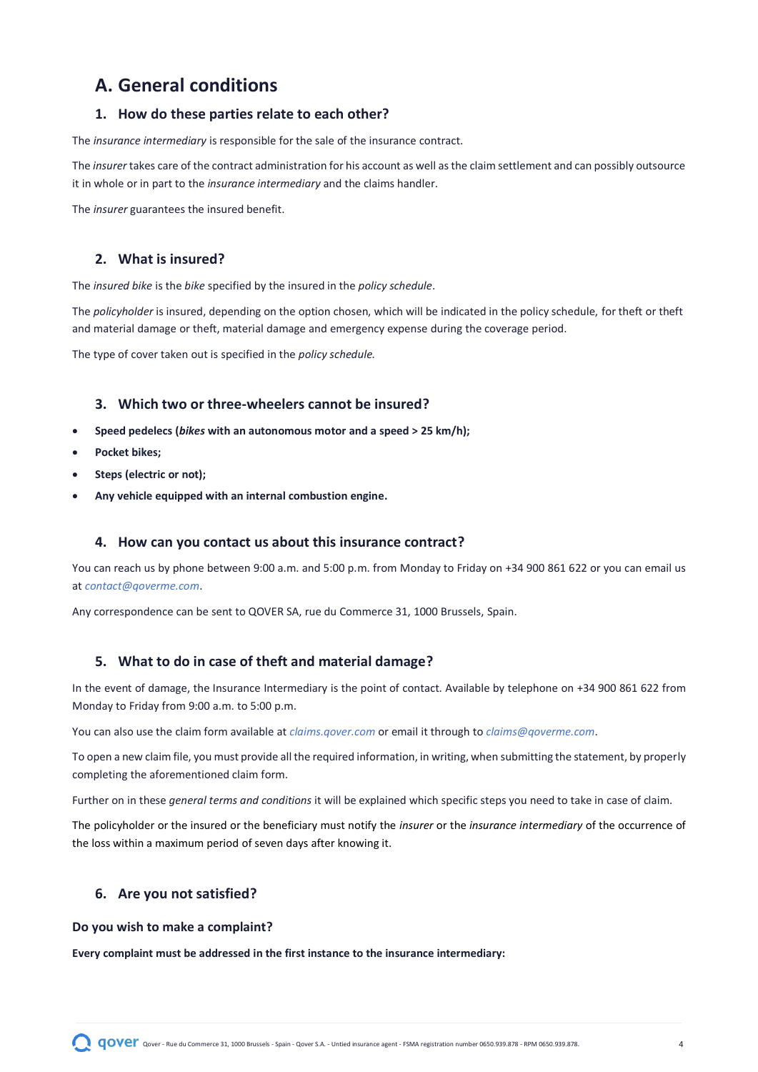# A. General conditions

## 1. How do these parties relate to each other?

The *insurance intermediary* is responsible for the sale of the insurance contract.

The *insurer* takes care of the contract administration for his account as well as the claim settlement and can possibly outsource it in whole or in part to the *insurance intermediary* and the claims handler.

The *insurer* guarantees the insured benefit.

## 2. What is insured?

The *insured bike* is the *bike* specified by the insured in the *policy schedule*.

The *policyholder* is insured, depending on the option chosen, which will be indicated in the policy schedule, for theft or theft and material damage or theft, material damage and emergency expense during the coverage period.

The type of cover taken out is specified in the *policy schedule.*

## 3. Which two or three-wheelers cannot be insured?

- **Speed pedelecs (*bikes* with an autonomous motor and a speed > 25 km/h);**
- **Pocket bikes;**
- **Steps (electric or not);**
- **Any vehicle equipped with an internal combustion engine.**

## 4. How can you contact us about this insurance contract?

You can reach us by phone between 9:00 a.m. and 5:00 p.m. from Monday to Friday on +34 900 861 622 or you can email us at *contact@qoverme.com*.

Any correspondence can be sent to QOVER SA, rue du Commerce 31, 1000 Brussels, Spain.

## 5. What to do in case of theft and material damage?

In the event of damage, the Insurance Intermediary is the point of contact. Available by telephone on +34 900 861 622 from Monday to Friday from 9:00 a.m. to 5:00 p.m.

You can also use the claim form available at *claims.qover.com* or email it through to *claims@qoverme.com*.

To open a new claim file, you must provide all the required information, in writing, when submitting the statement, by properly completing the aforementioned claim form.

Further on in these *general terms and conditions* it will be explained which specific steps you need to take in case of claim.

The policyholder or the insured or the beneficiary must notify the *insurer* or the *insurance intermediary* of the occurrence of the loss within a maximum period of seven days after knowing it.

## 6. Are you not satisfied?

### Do you wish to make a complaint?

**Every complaint must be addressed in the first instance to the insurance intermediary:**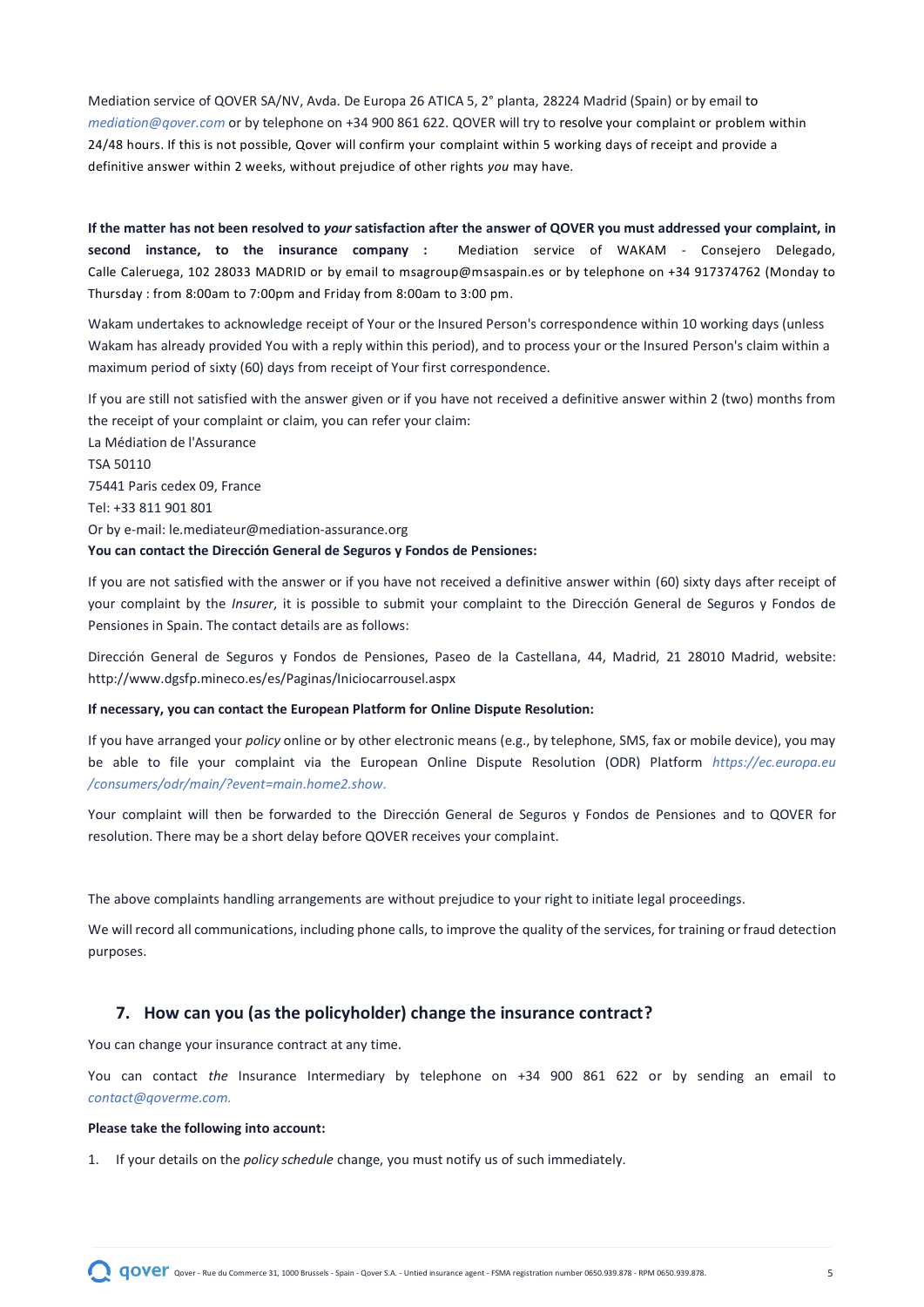Mediation service of QOVER SA/NV, Avda. De Europa 26 ATICA 5, 2° planta, 28224 Madrid (Spain) or by email to *mediation@qover.com* or by telephone on +34 900 861 622. QOVER will try to resolve your complaint or problem within 24/48 hours. If this is not possible, Qover will confirm your complaint within 5 working days of receipt and provide a definitive answer within 2 weeks, without prejudice of other rights *you* may have.

**If the matter has not been resolved to *your* satisfaction after the answer of QOVER you must addressed your complaint, in second instance, to the insurance company :** Mediation service of WAKAM - Consejero Delegado, Calle Caleruega, 102 28033 MADRID or by email to msagroup@msaspain.es or by telephone on +34 917374762 (Monday to Thursday : from 8:00am to 7:00pm and Friday from 8:00am to 3:00 pm.

Wakam undertakes to acknowledge receipt of Your or the Insured Person's correspondence within 10 working days (unless Wakam has already provided You with a reply within this period), and to process your or the Insured Person's claim within a maximum period of sixty (60) days from receipt of Your first correspondence.

If you are still not satisfied with the answer given or if you have not received a definitive answer within 2 (two) months from the receipt of your complaint or claim, you can refer your claim:
La Médiation de l'Assurance
TSA 50110
75441 Paris cedex 09, France
Tel: +33 811 901 801
Or by e-mail: le.mediateur@mediation-assurance.org

**You can contact the Dirección General de Seguros y Fondos de Pensiones:**

If you are not satisfied with the answer or if you have not received a definitive answer within (60) sixty days after receipt of your complaint by the *Insurer*, it is possible to submit your complaint to the Dirección General de Seguros y Fondos de Pensiones in Spain. The contact details are as follows:

Dirección General de Seguros y Fondos de Pensiones, Paseo de la Castellana, 44, Madrid, 21 28010 Madrid, website: http://www.dgsfp.mineco.es/es/Paginas/Iniciocarrousel.aspx

**If necessary, you can contact the European Platform for Online Dispute Resolution:**

If you have arranged your *policy* online or by other electronic means (e.g., by telephone, SMS, fax or mobile device), you may be able to file your complaint via the European Online Dispute Resolution (ODR) Platform *https://ec.europa.eu/consumers/odr/main/?event=main.home2.show.*

Your complaint will then be forwarded to the Dirección General de Seguros y Fondos de Pensiones and to QOVER for resolution. There may be a short delay before QOVER receives your complaint.

The above complaints handling arrangements are without prejudice to your right to initiate legal proceedings.

We will record all communications, including phone calls, to improve the quality of the services, for training or fraud detection purposes.

## 7. How can you (as the policyholder) change the insurance contract?

You can change your insurance contract at any time.

You can contact *the* Insurance Intermediary by telephone on +34 900 861 622 or by sending an email to *contact@qoverme.com.*

**Please take the following into account:**

1. If your details on the *policy schedule* change, you must notify us of such immediately.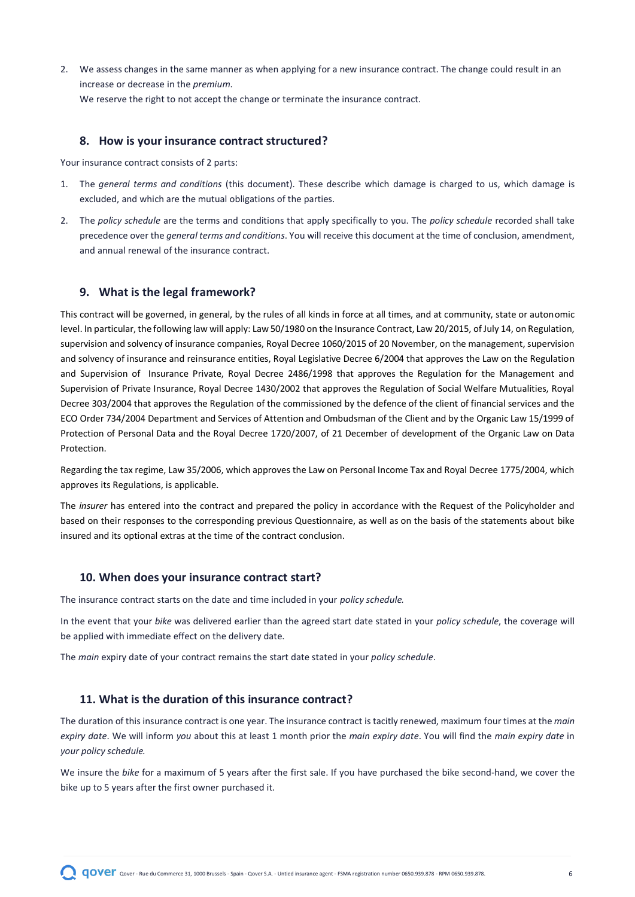2. We assess changes in the same manner as when applying for a new insurance contract. The change could result in an increase or decrease in the *premium*.
   We reserve the right to not accept the change or terminate the insurance contract.

## 8. How is your insurance contract structured?

Your insurance contract consists of 2 parts:

1. The *general terms and conditions* (this document). These describe which damage is charged to us, which damage is excluded, and which are the mutual obligations of the parties.
2. The *policy schedule* are the terms and conditions that apply specifically to you. The *policy schedule* recorded shall take precedence over the *general terms and conditions*. You will receive this document at the time of conclusion, amendment, and annual renewal of the insurance contract.

## 9. What is the legal framework?

This contract will be governed, in general, by the rules of all kinds in force at all times, and at community, state or autonomic level. In particular, the following law will apply: Law 50/1980 on the Insurance Contract, Law 20/2015, of July 14, on Regulation, supervision and solvency of insurance companies, Royal Decree 1060/2015 of 20 November, on the management, supervision and solvency of insurance and reinsurance entities, Royal Legislative Decree 6/2004 that approves the Law on the Regulation and Supervision of Insurance Private, Royal Decree 2486/1998 that approves the Regulation for the Management and Supervision of Private Insurance, Royal Decree 1430/2002 that approves the Regulation of Social Welfare Mutualities, Royal Decree 303/2004 that approves the Regulation of the commissioned by the defence of the client of financial services and the ECO Order 734/2004 Department and Services of Attention and Ombudsman of the Client and by the Organic Law 15/1999 of Protection of Personal Data and the Royal Decree 1720/2007, of 21 December of development of the Organic Law on Data Protection.

Regarding the tax regime, Law 35/2006, which approves the Law on Personal Income Tax and Royal Decree 1775/2004, which approves its Regulations, is applicable.

The *insurer* has entered into the contract and prepared the policy in accordance with the Request of the Policyholder and based on their responses to the corresponding previous Questionnaire, as well as on the basis of the statements about bike insured and its optional extras at the time of the contract conclusion.

## 10. When does your insurance contract start?

The insurance contract starts on the date and time included in your *policy schedule.*

In the event that your *bike* was delivered earlier than the agreed start date stated in your *policy schedule*, the coverage will be applied with immediate effect on the delivery date.

The *main* expiry date of your contract remains the start date stated in your *policy schedule*.

## 11. What is the duration of this insurance contract?

The duration of this insurance contract is one year. The insurance contract is tacitly renewed, maximum four times at the *main expiry date*. We will inform *you* about this at least 1 month prior the *main expiry date*. You will find the *main expiry date* in *your policy schedule.*

We insure the *bike* for a maximum of 5 years after the first sale. If you have purchased the bike second-hand, we cover the bike up to 5 years after the first owner purchased it.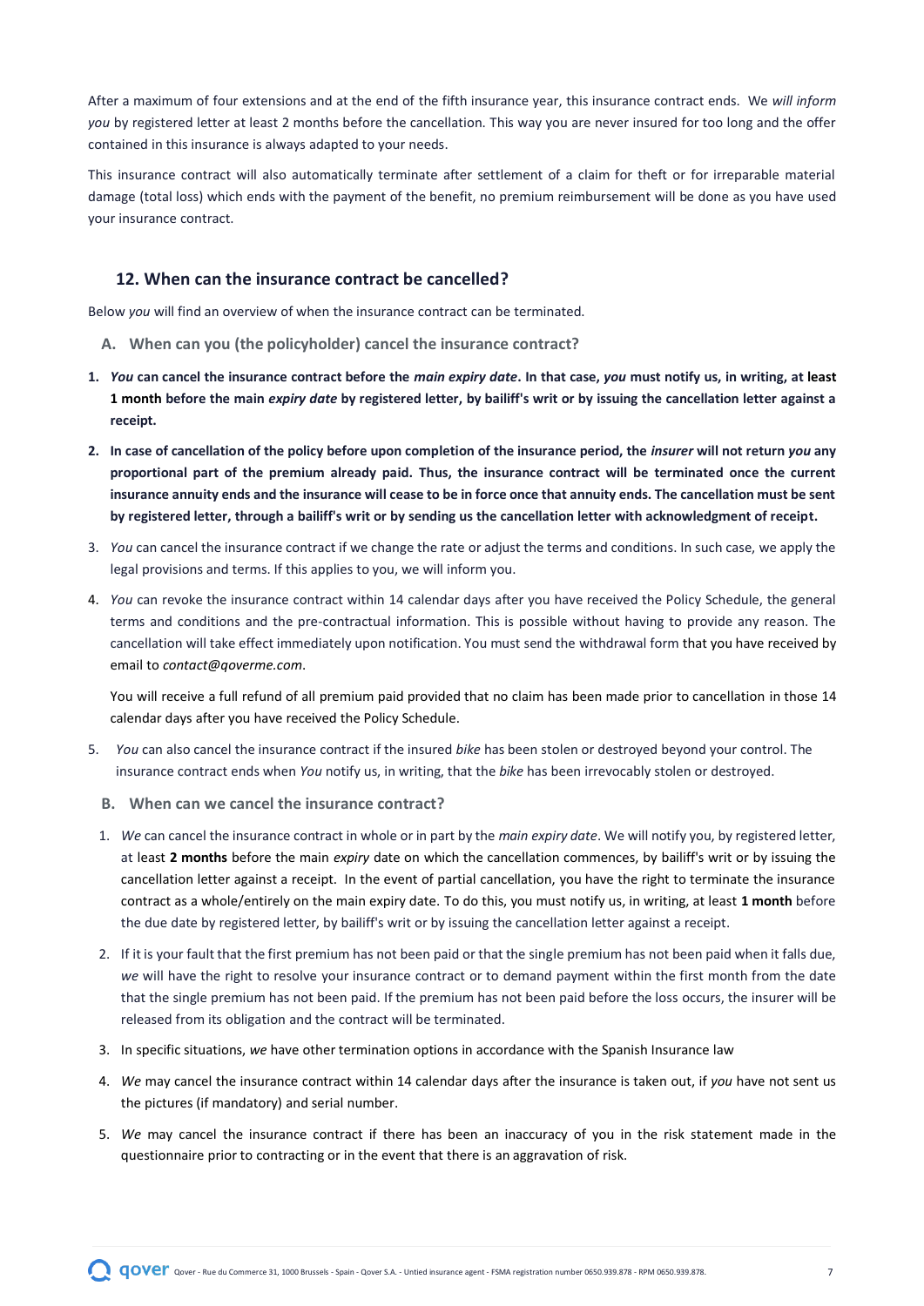After a maximum of four extensions and at the end of the fifth insurance year, this insurance contract ends. We *will inform you* by registered letter at least 2 months before the cancellation. This way you are never insured for too long and the offer contained in this insurance is always adapted to your needs.

This insurance contract will also automatically terminate after settlement of a claim for theft or for irreparable material damage (total loss) which ends with the payment of the benefit, no premium reimbursement will be done as you have used your insurance contract.

## 12. When can the insurance contract be cancelled?

Below *you* will find an overview of when the insurance contract can be terminated.

### A. When can you (the policyholder) cancel the insurance contract?

1. ***You* can cancel the insurance contract before the *main expiry date*. In that case, *you* must notify us, in writing, at least 1 month before the main *expiry date* by registered letter, by bailiff's writ or by issuing the cancellation letter against a receipt.**
2. **In case of cancellation of the policy before upon completion of the insurance period, the *insurer* will not return *you* any proportional part of the premium already paid. Thus, the insurance contract will be terminated once the current insurance annuity ends and the insurance will cease to be in force once that annuity ends. The cancellation must be sent by registered letter, through a bailiff's writ or by sending us the cancellation letter with acknowledgment of receipt.**
3. *You* can cancel the insurance contract if we change the rate or adjust the terms and conditions. In such case, we apply the legal provisions and terms. If this applies to you, we will inform you.
4. *You* can revoke the insurance contract within 14 calendar days after you have received the Policy Schedule, the general terms and conditions and the pre-contractual information. This is possible without having to provide any reason. The cancellation will take effect immediately upon notification. You must send the withdrawal form that you have received by email to *contact@qoverme.com*.

   You will receive a full refund of all premium paid provided that no claim has been made prior to cancellation in those 14 calendar days after you have received the Policy Schedule.
5. *You* can also cancel the insurance contract if the insured *bike* has been stolen or destroyed beyond your control. The insurance contract ends when *You* notify us, in writing, that the *bike* has been irrevocably stolen or destroyed.

### B. When can we cancel the insurance contract?

1. *We* can cancel the insurance contract in whole or in part by the *main expiry date*. We will notify you, by registered letter, at least **2 months** before the main *expiry* date on which the cancellation commences, by bailiff's writ or by issuing the cancellation letter against a receipt. In the event of partial cancellation, you have the right to terminate the insurance contract as a whole/entirely on the main expiry date. To do this, you must notify us, in writing, at least **1 month** before the due date by registered letter, by bailiff's writ or by issuing the cancellation letter against a receipt.
2. If it is your fault that the first premium has not been paid or that the single premium has not been paid when it falls due, *we* will have the right to resolve your insurance contract or to demand payment within the first month from the date that the single premium has not been paid. If the premium has not been paid before the loss occurs, the insurer will be released from its obligation and the contract will be terminated.
3. In specific situations, *we* have other termination options in accordance with the Spanish Insurance law
4. *We* may cancel the insurance contract within 14 calendar days after the insurance is taken out, if *you* have not sent us the pictures (if mandatory) and serial number.
5. *We* may cancel the insurance contract if there has been an inaccuracy of you in the risk statement made in the questionnaire prior to contracting or in the event that there is an aggravation of risk.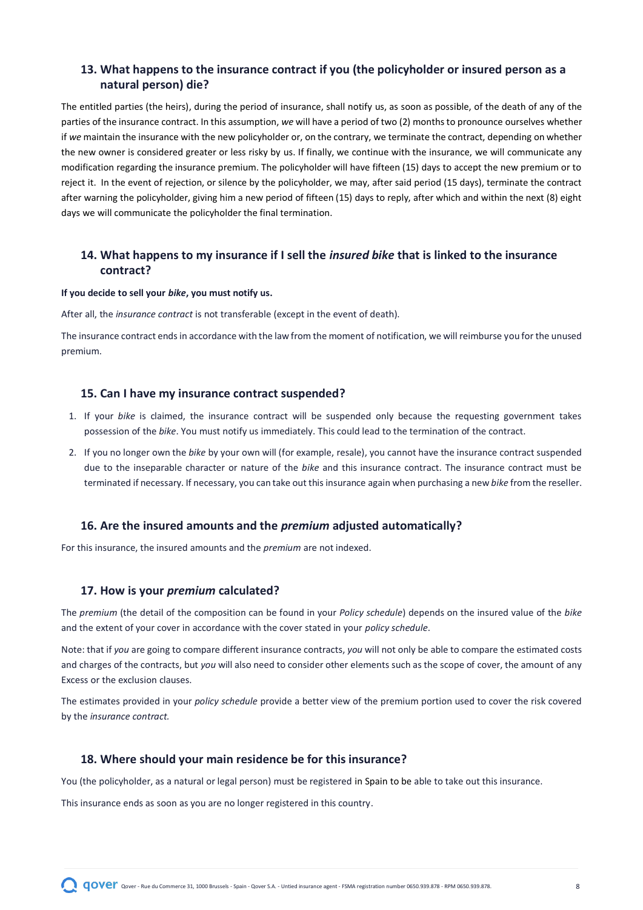## 13. What happens to the insurance contract if you (the policyholder or insured person as a natural person) die?

The entitled parties (the heirs), during the period of insurance, shall notify us, as soon as possible, of the death of any of the parties of the insurance contract. In this assumption, *we* will have a period of two (2) months to pronounce ourselves whether if *we* maintain the insurance with the new policyholder or, on the contrary, we terminate the contract, depending on whether the new owner is considered greater or less risky by us. If finally, we continue with the insurance, we will communicate any modification regarding the insurance premium. The policyholder will have fifteen (15) days to accept the new premium or to reject it. In the event of rejection, or silence by the policyholder, we may, after said period (15 days), terminate the contract after warning the policyholder, giving him a new period of fifteen (15) days to reply, after which and within the next (8) eight days we will communicate the policyholder the final termination.

## 14. What happens to my insurance if I sell the *insured bike* that is linked to the insurance contract?

**If you decide to sell your *bike*, you must notify us.**

After all, the *insurance contract* is not transferable (except in the event of death).

The insurance contract ends in accordance with the law from the moment of notification, we will reimburse you for the unused premium.

## 15. Can I have my insurance contract suspended?

1. If your *bike* is claimed, the insurance contract will be suspended only because the requesting government takes possession of the *bike*. You must notify us immediately. This could lead to the termination of the contract.
2. If you no longer own the *bike* by your own will (for example, resale), you cannot have the insurance contract suspended due to the inseparable character or nature of the *bike* and this insurance contract. The insurance contract must be terminated if necessary. If necessary, you can take out this insurance again when purchasing a new *bike* from the reseller.

## 16. Are the insured amounts and the *premium* adjusted automatically?

For this insurance, the insured amounts and the *premium* are not indexed.

## 17. How is your *premium* calculated?

The *premium* (the detail of the composition can be found in your *Policy schedule*) depends on the insured value of the *bike* and the extent of your cover in accordance with the cover stated in your *policy schedule*.

Note: that if *you* are going to compare different insurance contracts, *you* will not only be able to compare the estimated costs and charges of the contracts, but *you* will also need to consider other elements such as the scope of cover, the amount of any Excess or the exclusion clauses.

The estimates provided in your *policy schedule* provide a better view of the premium portion used to cover the risk covered by the *insurance contract.*

## 18. Where should your main residence be for this insurance?

You (the policyholder, as a natural or legal person) must be registered in Spain to be able to take out this insurance.

This insurance ends as soon as you are no longer registered in this country.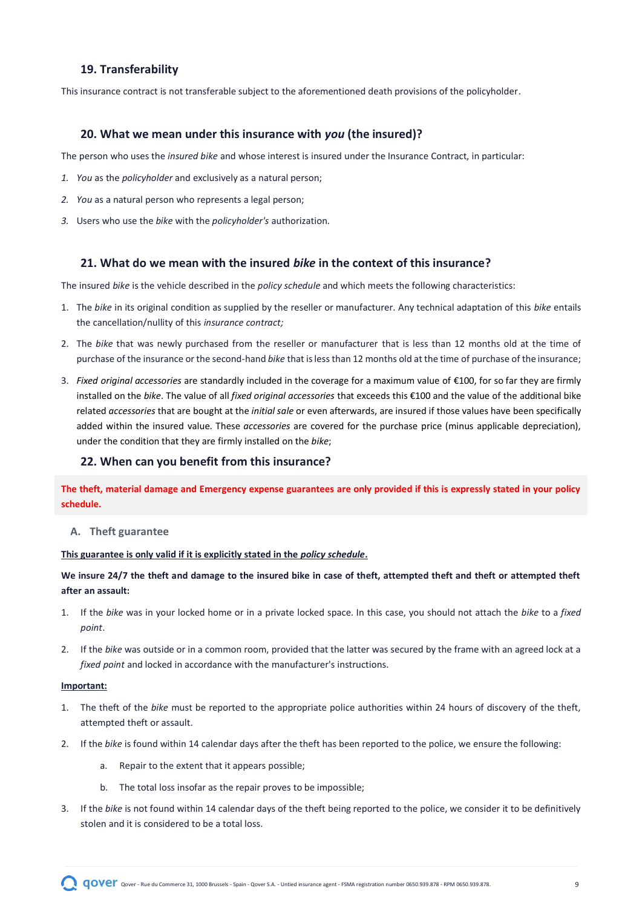## 19. Transferability

This insurance contract is not transferable subject to the aforementioned death provisions of the policyholder.

## 20. What we mean under this insurance with *you* (the insured)?

The person who uses the *insured bike* and whose interest is insured under the Insurance Contract, in particular:

1. *You* as the *policyholder* and exclusively as a natural person;
2. *You* as a natural person who represents a legal person;
3. Users who use the *bike* with the *policyholder's* authorization.

## 21. What do we mean with the insured *bike* in the context of this insurance?

The insured *bike* is the vehicle described in the *policy schedule* and which meets the following characteristics:

1. The *bike* in its original condition as supplied by the reseller or manufacturer. Any technical adaptation of this *bike* entails the cancellation/nullity of this *insurance contract;*
2. The *bike* that was newly purchased from the reseller or manufacturer that is less than 12 months old at the time of purchase of the insurance or the second-hand *bike* that is less than 12 months old at the time of purchase of the insurance;
3. *Fixed original accessories* are standardly included in the coverage for a maximum value of €100, for so far they are firmly installed on the *bike*. The value of all *fixed original accessories* that exceeds this €100 and the value of the additional bike related *accessories* that are bought at the *initial sale* or even afterwards, are insured if those values have been specifically added within the insured value. These *accessories* are covered for the purchase price (minus applicable depreciation), under the condition that they are firmly installed on the *bike*;

## 22. When can you benefit from this insurance?

**The theft, material damage and Emergency expense guarantees are only provided if this is expressly stated in your policy schedule.**

### A. Theft guarantee

**This guarantee is only valid if it is explicitly stated in the *policy schedule*.**

**We insure 24/7 the theft and damage to the insured bike in case of theft, attempted theft and theft or attempted theft after an assault:**

1. If the *bike* was in your locked home or in a private locked space. In this case, you should not attach the *bike* to a *fixed point*.
2. If the *bike* was outside or in a common room, provided that the latter was secured by the frame with an agreed lock at a *fixed point* and locked in accordance with the manufacturer's instructions.

**Important:**

1. The theft of the *bike* must be reported to the appropriate police authorities within 24 hours of discovery of the theft, attempted theft or assault.
2. If the *bike* is found within 14 calendar days after the theft has been reported to the police, we ensure the following:
   a. Repair to the extent that it appears possible;
   b. The total loss insofar as the repair proves to be impossible;
3. If the *bike* is not found within 14 calendar days of the theft being reported to the police, we consider it to be definitively stolen and it is considered to be a total loss.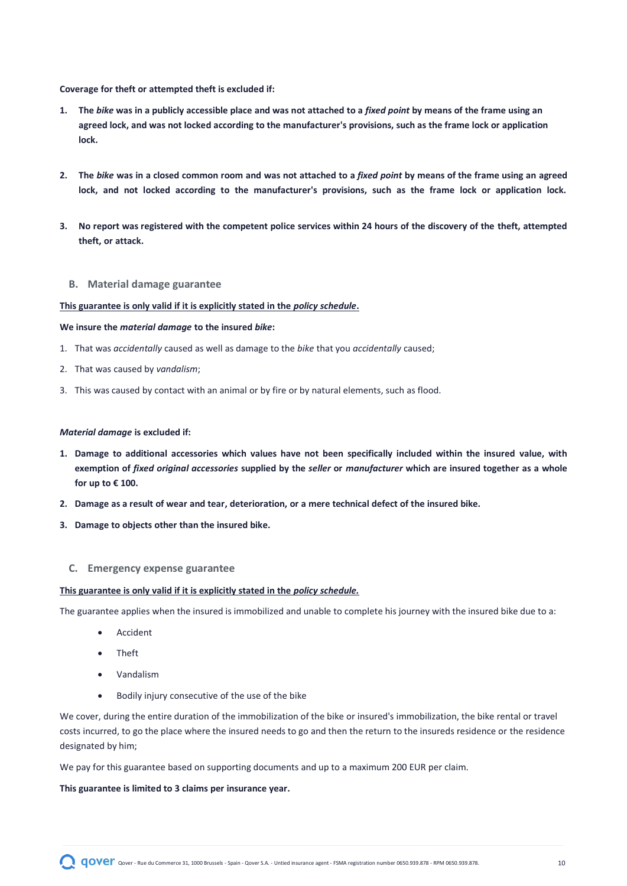**Coverage for theft or attempted theft is excluded if:**

1. **The *bike* was in a publicly accessible place and was not attached to a *fixed point* by means of the frame using an agreed lock, and was not locked according to the manufacturer's provisions, such as the frame lock or application lock.**

2. **The *bike* was in a closed common room and was not attached to a *fixed point* by means of the frame using an agreed lock, and not locked according to the manufacturer's provisions, such as the frame lock or application lock.**

3. **No report was registered with the competent police services within 24 hours of the discovery of the theft, attempted theft, or attack.**

### B. Material damage guarantee

<u>**This guarantee is only valid if it is explicitly stated in the *policy schedule*.**</u>

**We insure the *material damage* to the insured *bike*:**

1. That was *accidentally* caused as well as damage to the *bike* that you *accidentally* caused;
2. That was caused by *vandalism*;
3. This was caused by contact with an animal or by fire or by natural elements, such as flood.

***Material damage* is excluded if:**

1. **Damage to additional accessories which values have not been specifically included within the insured value, with exemption of *fixed original accessories* supplied by the *seller* or *manufacturer* which are insured together as a whole for up to € 100.**
2. **Damage as a result of wear and tear, deterioration, or a mere technical defect of the insured bike.**
3. **Damage to objects other than the insured bike.**

### C. Emergency expense guarantee

<u>**This guarantee is only valid if it is explicitly stated in the *policy schedule.***</u>

The guarantee applies when the insured is immobilized and unable to complete his journey with the insured bike due to a:

- Accident
- Theft
- Vandalism
- Bodily injury consecutive of the use of the bike

We cover, during the entire duration of the immobilization of the bike or insured's immobilization, the bike rental or travel costs incurred, to go the place where the insured needs to go and then the return to the insureds residence or the residence designated by him;

We pay for this guarantee based on supporting documents and up to a maximum 200 EUR per claim.

**This guarantee is limited to 3 claims per insurance year.**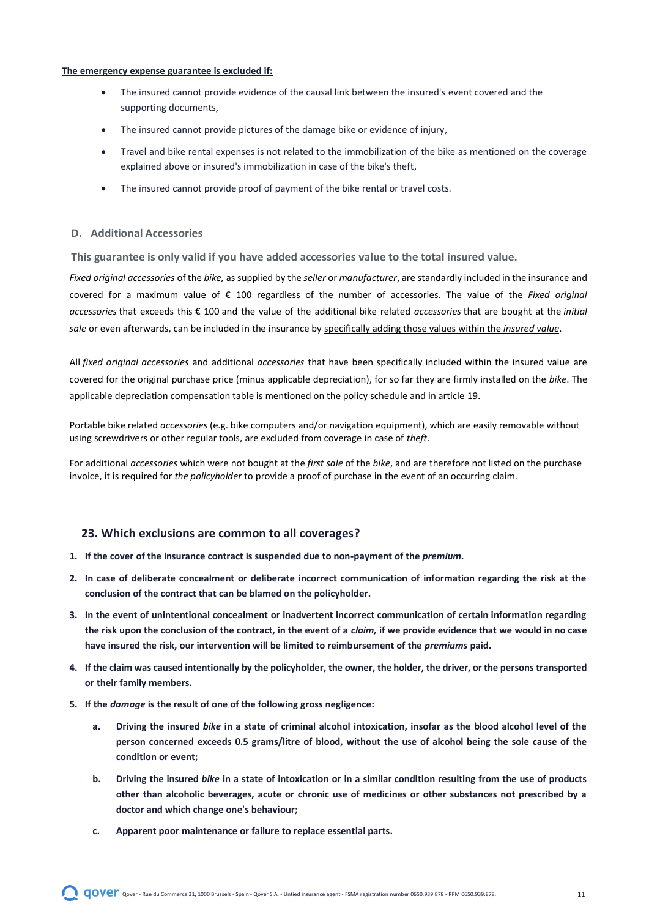**<u>The emergency expense guarantee is excluded if:</u>**

- The insured cannot provide evidence of the causal link between the insured's event covered and the supporting documents,
- The insured cannot provide pictures of the damage bike or evidence of injury,
- Travel and bike rental expenses is not related to the immobilization of the bike as mentioned on the coverage explained above or insured's immobilization in case of the bike's theft,
- The insured cannot provide proof of payment of the bike rental or travel costs.

### D. Additional Accessories

**This guarantee is only valid if you have added accessories value to the total insured value.**

*Fixed original accessories* of the *bike,* as supplied by the *seller* or *manufacturer*, are standardly included in the insurance and covered for a maximum value of € 100 regardless of the number of accessories. The value of the *Fixed original accessories* that exceeds this € 100 and the value of the additional bike related *accessories* that are bought at the *initial sale* or even afterwards, can be included in the insurance by <u>specifically adding those values within the *insured value*</u>.

All *fixed original accessories* and additional *accessories* that have been specifically included within the insured value are covered for the original purchase price (minus applicable depreciation), for so far they are firmly installed on the *bike*. The applicable depreciation compensation table is mentioned on the policy schedule and in article 19.

Portable bike related *accessories* (e.g. bike computers and/or navigation equipment), which are easily removable without using screwdrivers or other regular tools, are excluded from coverage in case of *theft*.

For additional *accessories* which were not bought at the *first sale* of the *bike*, and are therefore not listed on the purchase invoice, it is required for *the policyholder* to provide a proof of purchase in the event of an occurring claim.

## 23. Which exclusions are common to all coverages?

1. **If the cover of the insurance contract is suspended due to non-payment of the *premium.***
2. **In case of deliberate concealment or deliberate incorrect communication of information regarding the risk at the conclusion of the contract that can be blamed on the policyholder.**
3. **In the event of unintentional concealment or inadvertent incorrect communication of certain information regarding the risk upon the conclusion of the contract, in the event of a *claim,* if we provide evidence that we would in no case have insured the risk, our intervention will be limited to reimbursement of the *premiums* paid.**
4. **If the claim was caused intentionally by the policyholder, the owner, the holder, the driver, or the persons transported or their family members.**
5. **If the *damage* is the result of one of the following gross negligence:**
    a. **Driving the insured *bike* in a state of criminal alcohol intoxication, insofar as the blood alcohol level of the person concerned exceeds 0.5 grams/litre of blood, without the use of alcohol being the sole cause of the condition or event;**
    b. **Driving the insured *bike* in a state of intoxication or in a similar condition resulting from the use of products other than alcoholic beverages, acute or chronic use of medicines or other substances not prescribed by a doctor and which change one's behaviour;**
    c. **Apparent poor maintenance or failure to replace essential parts.**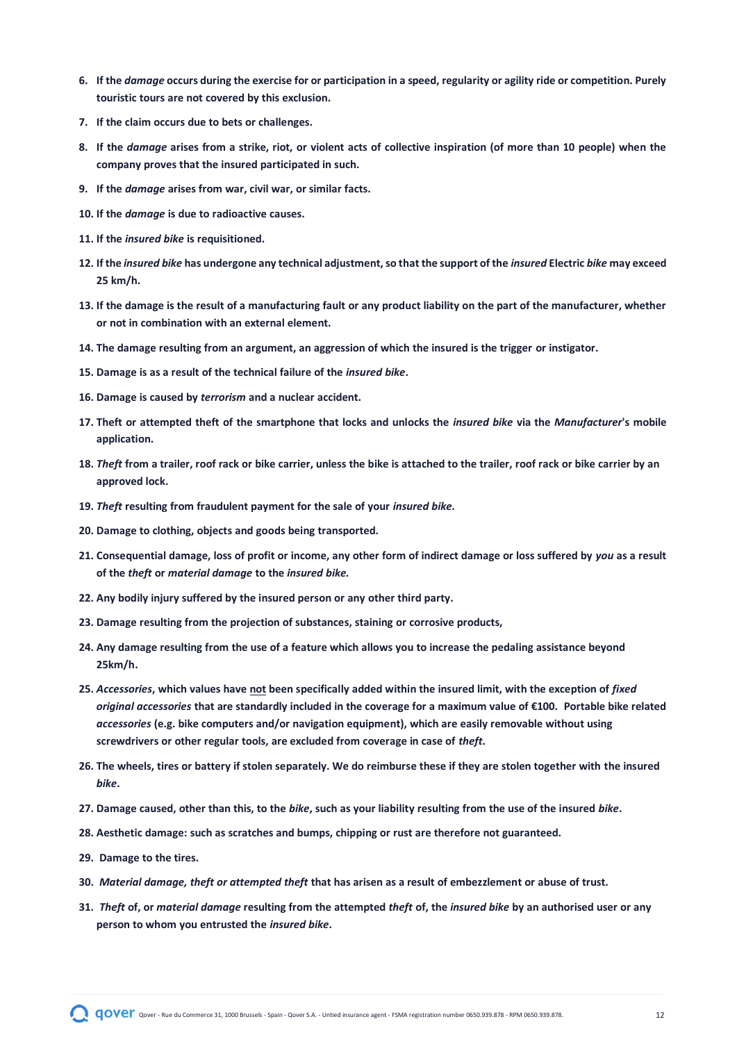6. **If the *damage* occurs during the exercise for or participation in a speed, regularity or agility ride or competition. Purely touristic tours are not covered by this exclusion.**
7. **If the claim occurs due to bets or challenges.**
8. **If the *damage* arises from a strike, riot, or violent acts of collective inspiration (of more than 10 people) when the company proves that the insured participated in such.**
9. **If the *damage* arises from war, civil war, or similar facts.**
10. **If the *damage* is due to radioactive causes.**
11. **If the *insured bike* is requisitioned.**
12. **If the *insured bike* has undergone any technical adjustment, so that the support of the *insured* Electric *bike* may exceed 25 km/h.**
13. **If the damage is the result of a manufacturing fault or any product liability on the part of the manufacturer, whether or not in combination with an external element.**
14. **The damage resulting from an argument, an aggression of which the insured is the trigger or instigator.**
15. **Damage is as a result of the technical failure of the *insured bike*.**
16. **Damage is caused by *terrorism* and a nuclear accident.**
17. **Theft or attempted theft of the smartphone that locks and unlocks the *insured bike* via the *Manufacturer*'s mobile application.**
18. ***Theft* from a trailer, roof rack or bike carrier, unless the bike is attached to the trailer, roof rack or bike carrier by an approved lock.**
19. ***Theft* resulting from fraudulent payment for the sale of your *insured bike.***
20. **Damage to clothing, objects and goods being transported.**
21. **Consequential damage, loss of profit or income, any other form of indirect damage or loss suffered by *you* as a result of the *theft* or *material damage* to the *insured bike.***
22. **Any bodily injury suffered by the insured person or any other third party.**
23. **Damage resulting from the projection of substances, staining or corrosive products,**
24. **Any damage resulting from the use of a feature which allows you to increase the pedaling assistance beyond 25km/h.**
25. ***Accessories*, which values have not been specifically added within the insured limit, with the exception of *fixed original accessories* that are standardly included in the coverage for a maximum value of €100. Portable bike related *accessories* (e.g. bike computers and/or navigation equipment), which are easily removable without using screwdrivers or other regular tools, are excluded from coverage in case of *theft*.**
26. **The wheels, tires or battery if stolen separately. We do reimburse these if they are stolen together with the insured *bike*.**
27. **Damage caused, other than this, to the *bike*, such as your liability resulting from the use of the insured *bike*.**
28. **Aesthetic damage: such as scratches and bumps, chipping or rust are therefore not guaranteed.**
29. **Damage to the tires.**
30. ***Material damage, theft or attempted theft* that has arisen as a result of embezzlement or abuse of trust.**
31. ***Theft* of, or *material damage* resulting from the attempted *theft* of, the *insured bike* by an authorised user or any person to whom you entrusted the *insured bike*.**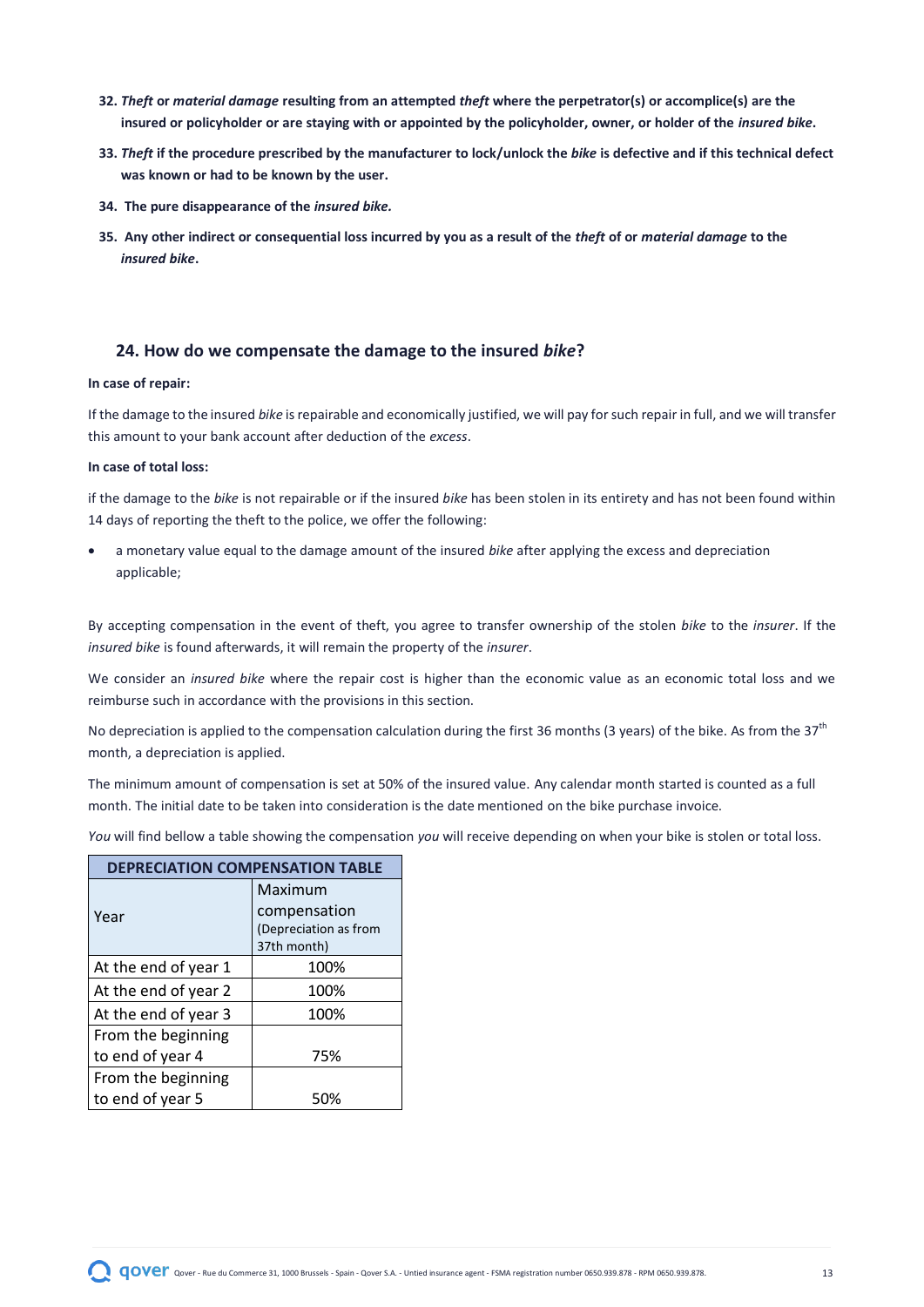32. ***Theft* or *material damage* resulting from an attempted *theft* where the perpetrator(s) or accomplice(s) are the insured or policyholder or are staying with or appointed by the policyholder, owner, or holder of the *insured bike*.**

33. ***Theft* if the procedure prescribed by the manufacturer to lock/unlock the *bike* is defective and if this technical defect was known or had to be known by the user.**

34. **The pure disappearance of the *insured bike.***

35. **Any other indirect or consequential loss incurred by you as a result of the *theft* of or *material damage* to the *insured bike*.**

## 24. How do we compensate the damage to the insured *bike*?

**In case of repair:**

If the damage to the insured *bike* is repairable and economically justified, we will pay for such repair in full, and we will transfer this amount to your bank account after deduction of the *excess*.

**In case of total loss:**

if the damage to the *bike* is not repairable or if the insured *bike* has been stolen in its entirety and has not been found within 14 days of reporting the theft to the police, we offer the following:

- a monetary value equal to the damage amount of the insured *bike* after applying the excess and depreciation applicable;

By accepting compensation in the event of theft, you agree to transfer ownership of the stolen *bike* to the *insurer*. If the *insured bike* is found afterwards, it will remain the property of the *insurer*.

We consider an *insured bike* where the repair cost is higher than the economic value as an economic total loss and we reimburse such in accordance with the provisions in this section.

No depreciation is applied to the compensation calculation during the first 36 months (3 years) of the bike. As from the 37th month, a depreciation is applied.

The minimum amount of compensation is set at 50% of the insured value. Any calendar month started is counted as a full month. The initial date to be taken into consideration is the date mentioned on the bike purchase invoice.

*You* will find bellow a table showing the compensation *you* will receive depending on when your bike is stolen or total loss.

| DEPRECIATION COMPENSATION TABLE | |
|---|---|
| Year | Maximum compensation (Depreciation as from 37th month) |
| At the end of year 1 | 100% |
| At the end of year 2 | 100% |
| At the end of year 3 | 100% |
| From the beginning to end of year 4 | 75% |
| From the beginning to end of year 5 | 50% |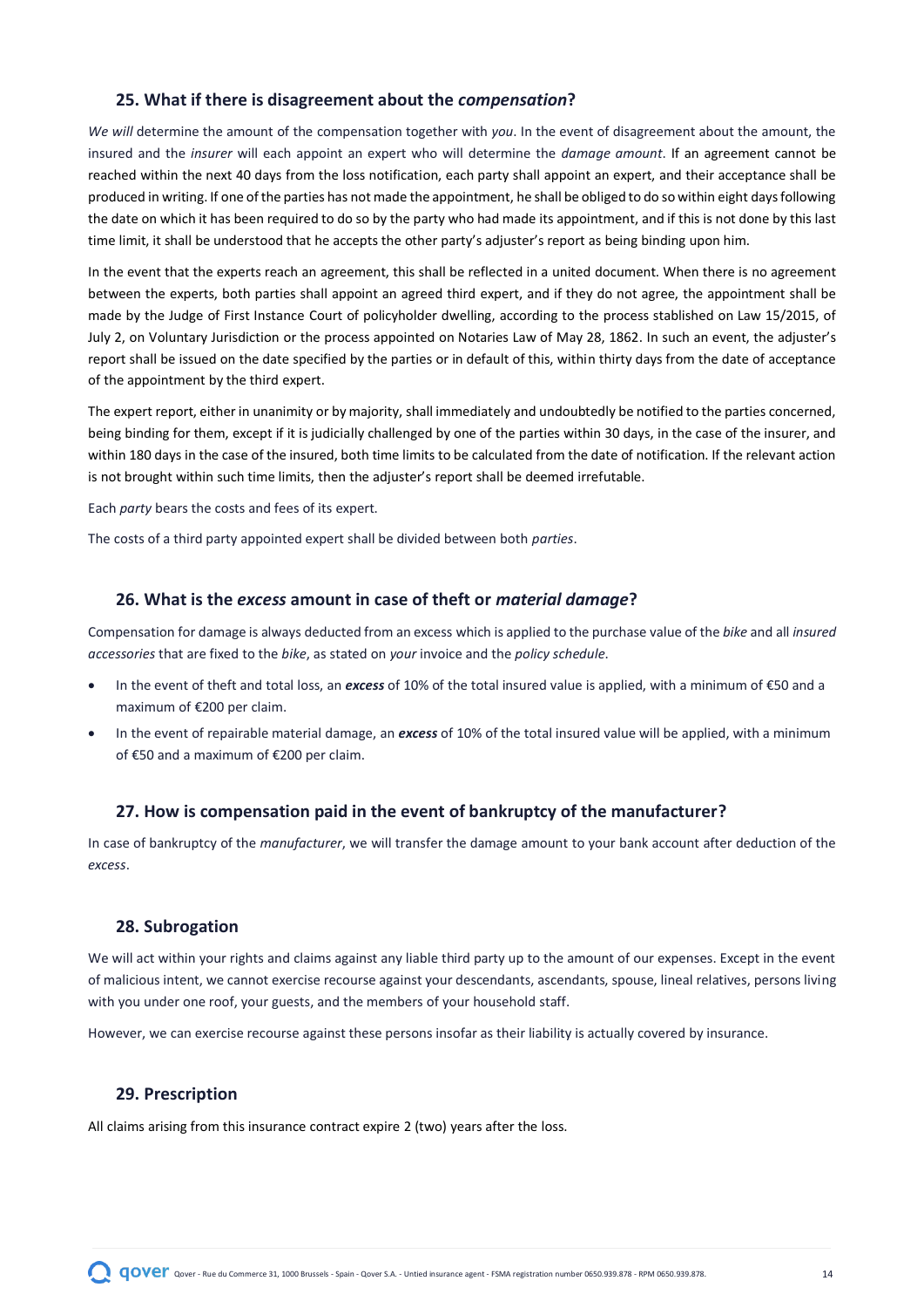## 25. What if there is disagreement about the *compensation*?

*We will* determine the amount of the compensation together with *you*. In the event of disagreement about the amount, the insured and the *insurer* will each appoint an expert who will determine the *damage amount*. If an agreement cannot be reached within the next 40 days from the loss notification, each party shall appoint an expert, and their acceptance shall be produced in writing. If one of the parties has not made the appointment, he shall be obliged to do so within eight days following the date on which it has been required to do so by the party who had made its appointment, and if this is not done by this last time limit, it shall be understood that he accepts the other party's adjuster's report as being binding upon him.

In the event that the experts reach an agreement, this shall be reflected in a united document. When there is no agreement between the experts, both parties shall appoint an agreed third expert, and if they do not agree, the appointment shall be made by the Judge of First Instance Court of policyholder dwelling, according to the process stablished on Law 15/2015, of July 2, on Voluntary Jurisdiction or the process appointed on Notaries Law of May 28, 1862. In such an event, the adjuster's report shall be issued on the date specified by the parties or in default of this, within thirty days from the date of acceptance of the appointment by the third expert.

The expert report, either in unanimity or by majority, shall immediately and undoubtedly be notified to the parties concerned, being binding for them, except if it is judicially challenged by one of the parties within 30 days, in the case of the insurer, and within 180 days in the case of the insured, both time limits to be calculated from the date of notification. If the relevant action is not brought within such time limits, then the adjuster's report shall be deemed irrefutable.

Each *party* bears the costs and fees of its expert.

The costs of a third party appointed expert shall be divided between both *parties*.

## 26. What is the *excess* amount in case of theft or *material damage*?

Compensation for damage is always deducted from an excess which is applied to the purchase value of the *bike* and all *insured accessories* that are fixed to the *bike*, as stated on *your* invoice and the *policy schedule*.

- In the event of theft and total loss, an ***excess*** of 10% of the total insured value is applied, with a minimum of €50 and a maximum of €200 per claim.
- In the event of repairable material damage, an ***excess*** of 10% of the total insured value will be applied, with a minimum of €50 and a maximum of €200 per claim.

## 27. How is compensation paid in the event of bankruptcy of the manufacturer?

In case of bankruptcy of the *manufacturer*, we will transfer the damage amount to your bank account after deduction of the *excess*.

## 28. Subrogation

We will act within your rights and claims against any liable third party up to the amount of our expenses. Except in the event of malicious intent, we cannot exercise recourse against your descendants, ascendants, spouse, lineal relatives, persons living with you under one roof, your guests, and the members of your household staff.

However, we can exercise recourse against these persons insofar as their liability is actually covered by insurance.

## 29. Prescription

All claims arising from this insurance contract expire 2 (two) years after the loss.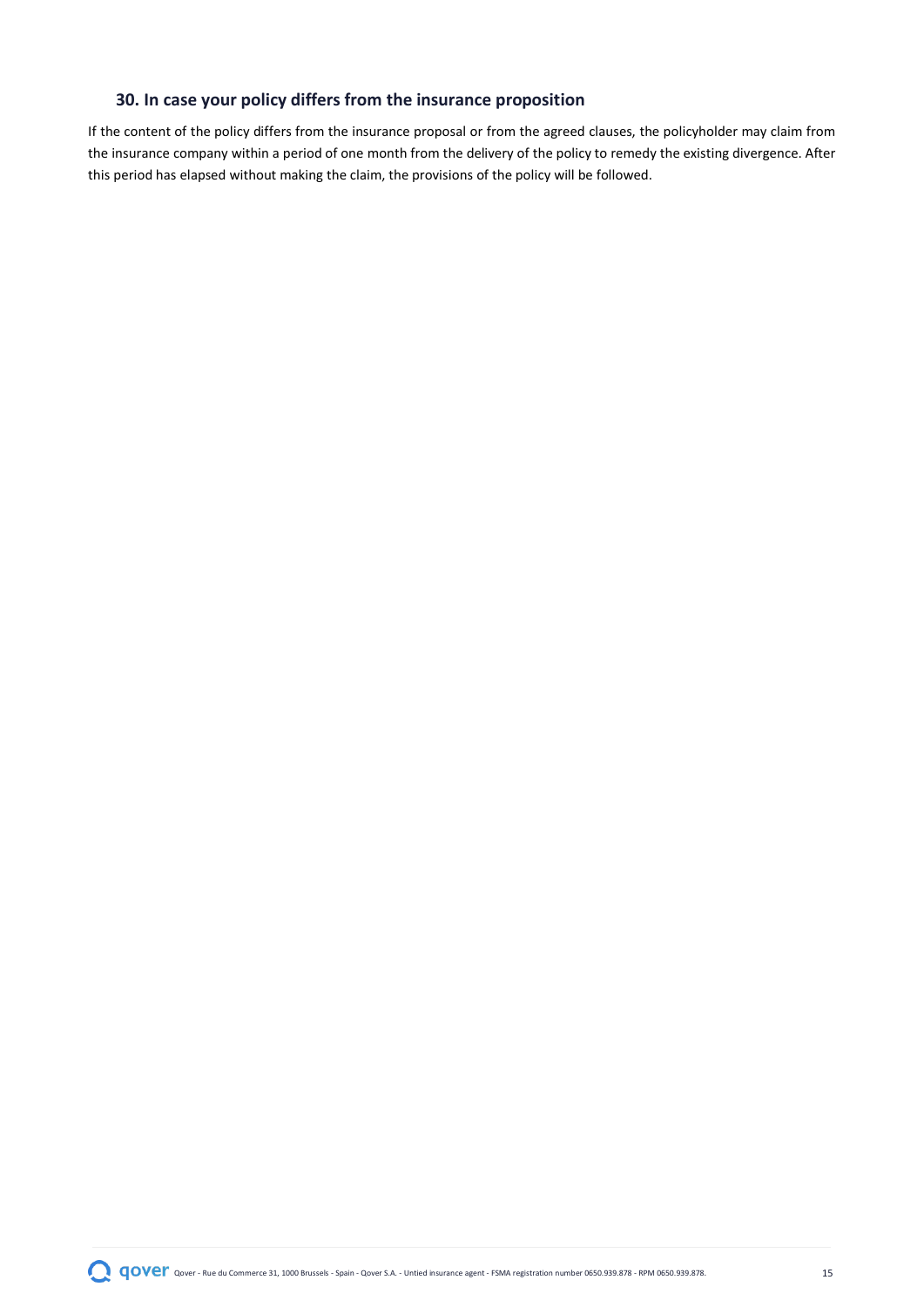## 30. In case your policy differs from the insurance proposition

If the content of the policy differs from the insurance proposal or from the agreed clauses, the policyholder may claim from the insurance company within a period of one month from the delivery of the policy to remedy the existing divergence. After this period has elapsed without making the claim, the provisions of the policy will be followed.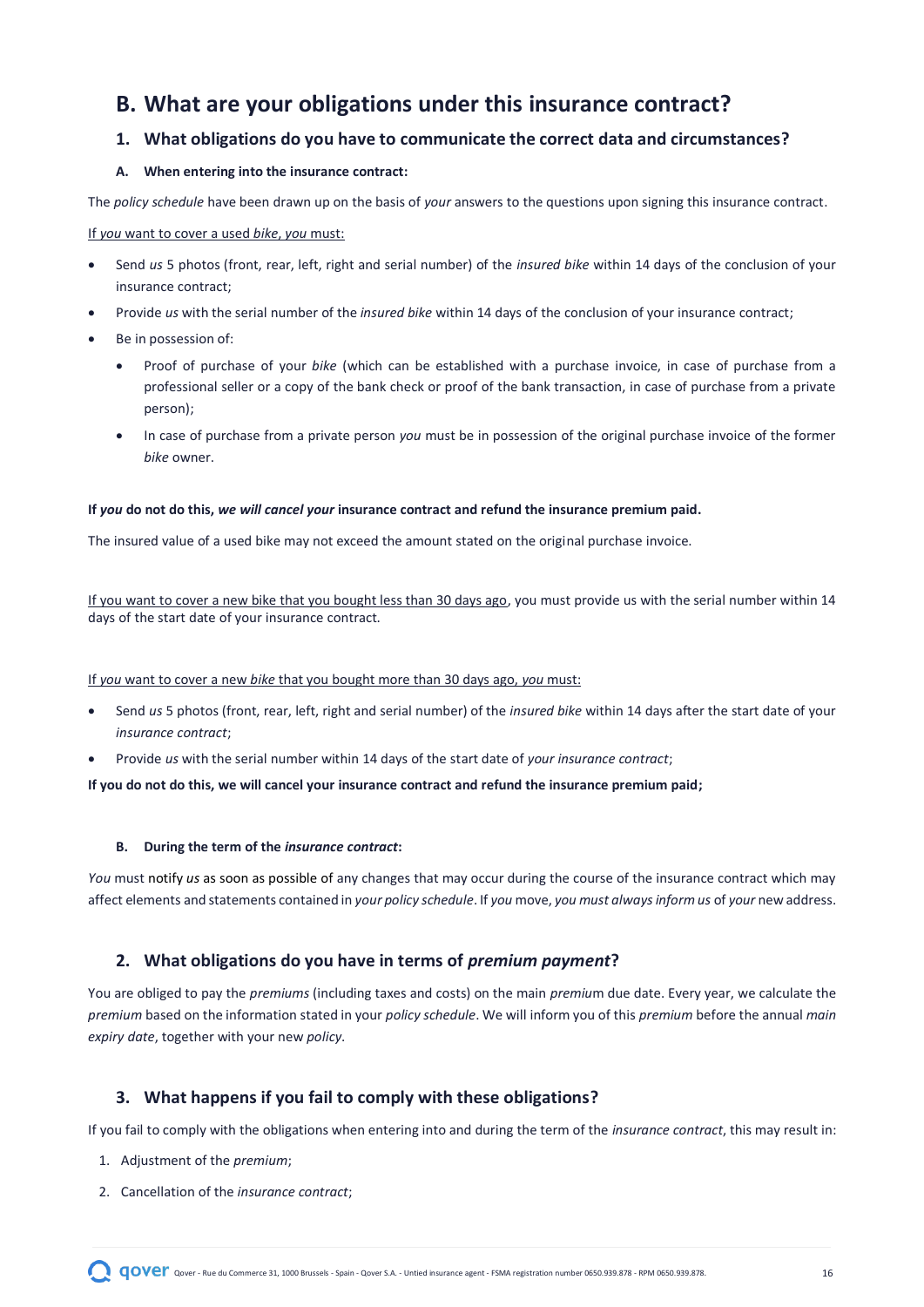## B. What are your obligations under this insurance contract?

### 1. What obligations do you have to communicate the correct data and circumstances?

#### A. When entering into the insurance contract:

The *policy schedule* have been drawn up on the basis of *your* answers to the questions upon signing this insurance contract.

If *you* want to cover a used *bike*, *you* must:

- Send *us* 5 photos (front, rear, left, right and serial number) of the *insured bike* within 14 days of the conclusion of your insurance contract;
- Provide *us* with the serial number of the *insured bike* within 14 days of the conclusion of your insurance contract;
- Be in possession of:
  - Proof of purchase of your *bike* (which can be established with a purchase invoice, in case of purchase from a professional seller or a copy of the bank check or proof of the bank transaction, in case of purchase from a private person);
  - In case of purchase from a private person *you* must be in possession of the original purchase invoice of the former *bike* owner.

**If *you* do not do this, *we will cancel your* insurance contract and refund the insurance premium paid.**

The insured value of a used bike may not exceed the amount stated on the original purchase invoice.

If you want to cover a new bike that you bought less than 30 days ago, you must provide us with the serial number within 14 days of the start date of your insurance contract.

If *you* want to cover a new *bike* that you bought more than 30 days ago, *you* must:

- Send *us* 5 photos (front, rear, left, right and serial number) of the *insured bike* within 14 days after the start date of your *insurance contract*;
- Provide *us* with the serial number within 14 days of the start date of *your insurance contract*;

**If you do not do this, we will cancel your insurance contract and refund the insurance premium paid;**

#### B. During the term of the *insurance contract*:

*You* must notify *us* as soon as possible of any changes that may occur during the course of the insurance contract which may affect elements and statements contained in *your policy schedule*. If *you* move, *you must always inform us* of *your* new address.

### 2. What obligations do you have in terms of *premium payment*?

You are obliged to pay the *premiums* (including taxes and costs) on the main *premium* due date. Every year, we calculate the *premium* based on the information stated in your *policy schedule*. We will inform you of this *premium* before the annual *main expiry date*, together with your new *policy*.

### 3. What happens if you fail to comply with these obligations?

If you fail to comply with the obligations when entering into and during the term of the *insurance contract*, this may result in:

1. Adjustment of the *premium*;
2. Cancellation of the *insurance contract*;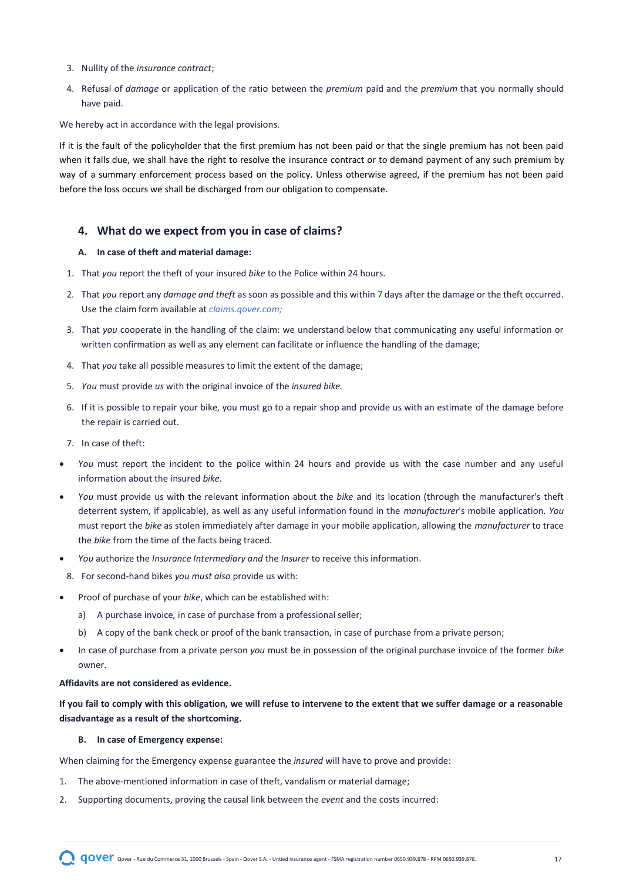3. Nullity of the *insurance contract*;

4. Refusal of *damage* or application of the ratio between the *premium* paid and the *premium* that you normally should have paid.

We hereby act in accordance with the legal provisions.

If it is the fault of the policyholder that the first premium has not been paid or that the single premium has not been paid when it falls due, we shall have the right to resolve the insurance contract or to demand payment of any such premium by way of a summary enforcement process based on the policy. Unless otherwise agreed, if the premium has not been paid before the loss occurs we shall be discharged from our obligation to compensate.

## 4. What do we expect from you in case of claims?

### A. In case of theft and material damage:

1. That *you* report the theft of your insured *bike* to the Police within 24 hours.
2. That *you* report any *damage and theft* as soon as possible and this within 7 days after the damage or the theft occurred. Use the claim form available at *claims.qover.com;*
3. That *you* cooperate in the handling of the claim: we understand below that communicating any useful information or written confirmation as well as any element can facilitate or influence the handling of the damage;
4. That *you* take all possible measures to limit the extent of the damage;
5. *You* must provide *us* with the original invoice of the *insured bike.*
6. If it is possible to repair your bike, you must go to a repair shop and provide us with an estimate of the damage before the repair is carried out.
7. In case of theft:

- *You* must report the incident to the police within 24 hours and provide us with the case number and any useful information about the insured *bike*.
- *You* must provide us with the relevant information about the *bike* and its location (through the manufacturer's theft deterrent system, if applicable), as well as any useful information found in the *manufacturer*'s mobile application. *You* must report the *bike* as stolen immediately after damage in your mobile application, allowing the *manufacturer* to trace the *bike* from the time of the facts being traced.
- *You* authorize the *Insurance Intermediary and* the *Insurer* to receive this information.

8. For second-hand bikes *you must also* provide us with:

- Proof of purchase of your *bike*, which can be established with:
  a) A purchase invoice, in case of purchase from a professional seller;
  b) A copy of the bank check or proof of the bank transaction, in case of purchase from a private person;
- In case of purchase from a private person *you* must be in possession of the original purchase invoice of the former *bike* owner.

**Affidavits are not considered as evidence.**

**If you fail to comply with this obligation, we will refuse to intervene to the extent that we suffer damage or a reasonable disadvantage as a result of the shortcoming.**

### B. In case of Emergency expense:

When claiming for the Emergency expense guarantee the *insured* will have to prove and provide:

1. The above-mentioned information in case of theft, vandalism or material damage;
2. Supporting documents, proving the causal link between the *event* and the costs incurred: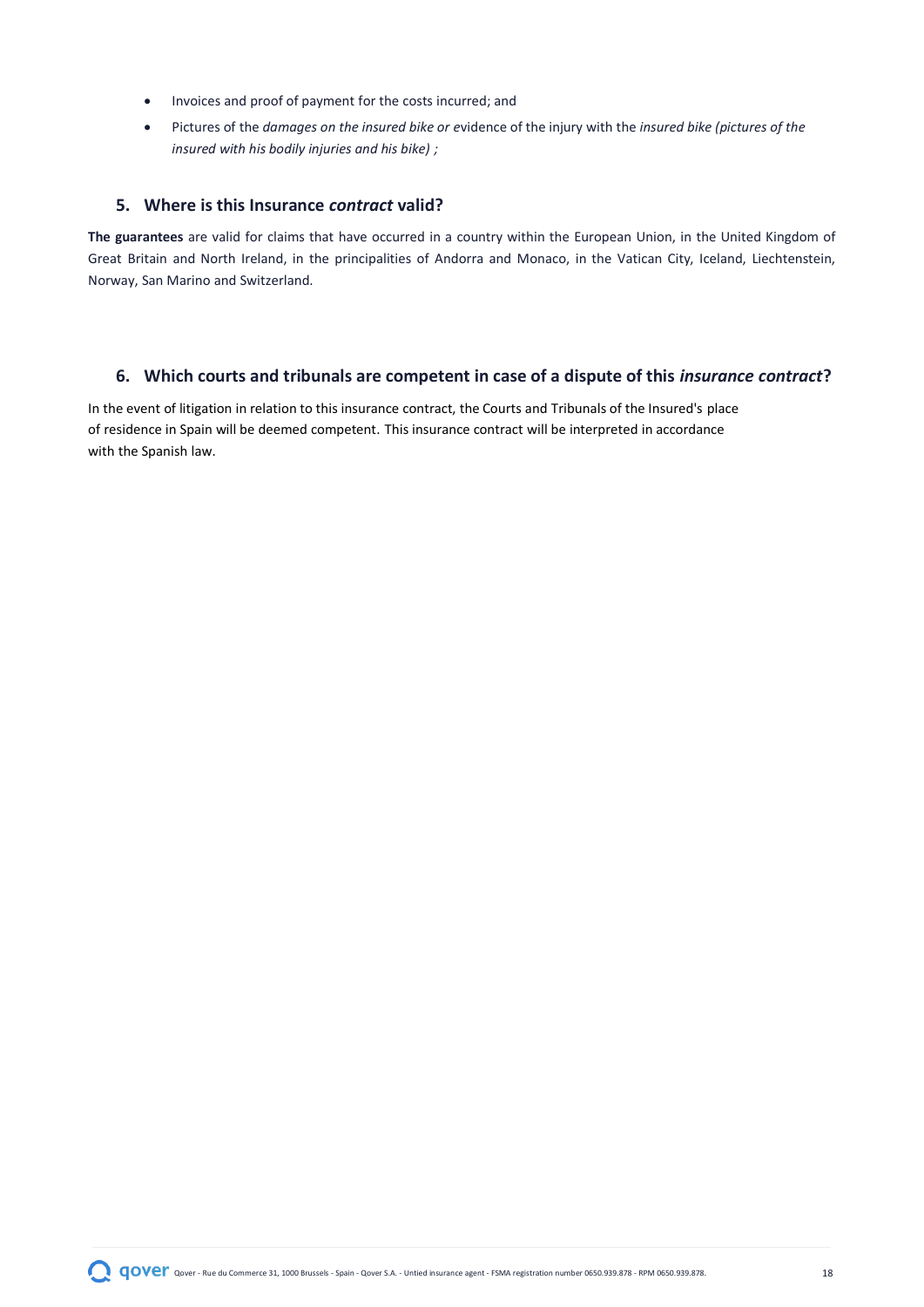- Invoices and proof of payment for the costs incurred; and
- Pictures of the *damages on the insured bike or e*vidence of the injury with the *insured bike (pictures of the insured with his bodily injuries and his bike) ;*

## 5. Where is this Insurance *contract* valid?

**The guarantees** are valid for claims that have occurred in a country within the European Union, in the United Kingdom of Great Britain and North Ireland, in the principalities of Andorra and Monaco, in the Vatican City, Iceland, Liechtenstein, Norway, San Marino and Switzerland.

## 6. Which courts and tribunals are competent in case of a dispute of this *insurance contract*?

In the event of litigation in relation to this insurance contract, the Courts and Tribunals of the Insured's place of residence in Spain will be deemed competent. This insurance contract will be interpreted in accordance with the Spanish law.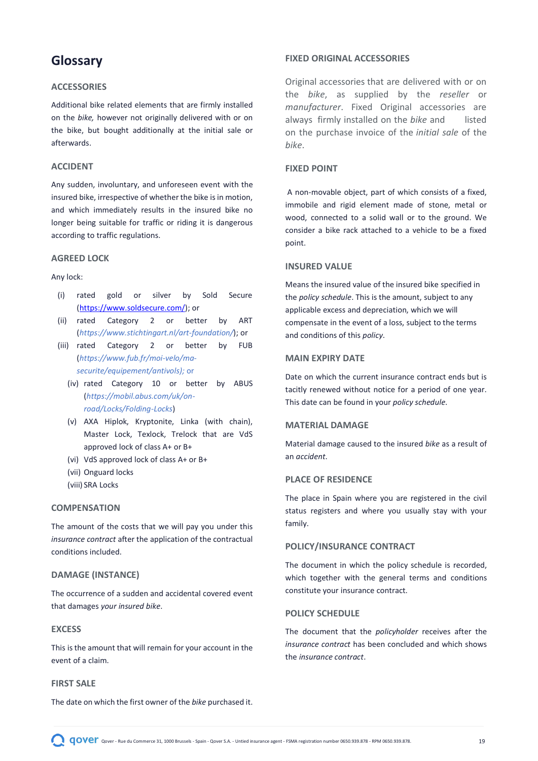# Glossary

### ACCESSORIES

Additional bike related elements that are firmly installed on the *bike,* however not originally delivered with or on the bike, but bought additionally at the initial sale or afterwards.

### ACCIDENT

Any sudden, involuntary, and unforeseen event with the insured bike, irrespective of whether the bike is in motion, and which immediately results in the insured bike no longer being suitable for traffic or riding it is dangerous according to traffic regulations.

### AGREED LOCK

Any lock:

(i) rated gold or silver by Sold Secure (https://www.soldsecure.com/); or
(ii) rated Category 2 or better by ART (*https://www.stichtingart.nl/art-foundation/*); or
(iii) rated Category 2 or better by FUB (*https://www.fub.fr/moi-velo/ma-securite/equipement/antivols); or*
(iv) rated Category 10 or better by ABUS (*https://mobil.abus.com/uk/on-road/Locks/Folding-Locks*)
(v) AXA Hiplok, Kryptonite, Linka (with chain), Master Lock, Texlock, Trelock that are VdS approved lock of class A+ or B+
(vi) VdS approved lock of class A+ or B+
(vii) Onguard locks
(viii) SRA Locks

### COMPENSATION

The amount of the costs that we will pay you under this *insurance contract* after the application of the contractual conditions included.

### DAMAGE (INSTANCE)

The occurrence of a sudden and accidental covered event that damages *your insured bike*.

### EXCESS

This is the amount that will remain for your account in the event of a claim.

### FIRST SALE

The date on which the first owner of the *bike* purchased it.

### FIXED ORIGINAL ACCESSORIES

Original accessories that are delivered with or on the *bike*, as supplied by the *reseller* or *manufacturer*. Fixed Original accessories are always firmly installed on the *bike* and listed on the purchase invoice of the *initial sale* of the *bike*.

### FIXED POINT

A non-movable object, part of which consists of a fixed, immobile and rigid element made of stone, metal or wood, connected to a solid wall or to the ground. We consider a bike rack attached to a vehicle to be a fixed point.

### INSURED VALUE

Means the insured value of the insured bike specified in the *policy schedule*. This is the amount, subject to any applicable excess and depreciation, which we will compensate in the event of a loss, subject to the terms and conditions of this *policy*.

### MAIN EXPIRY DATE

Date on which the current insurance contract ends but is tacitly renewed without notice for a period of one year. This date can be found in your *policy schedule*.

### MATERIAL DAMAGE

Material damage caused to the insured *bike* as a result of an *accident*.

### PLACE OF RESIDENCE

The place in Spain where you are registered in the civil status registers and where you usually stay with your family.

### POLICY/INSURANCE CONTRACT

The document in which the policy schedule is recorded, which together with the general terms and conditions constitute your insurance contract.

### POLICY SCHEDULE

The document that the *policyholder* receives after the *insurance contract* has been concluded and which shows the *insurance contract*.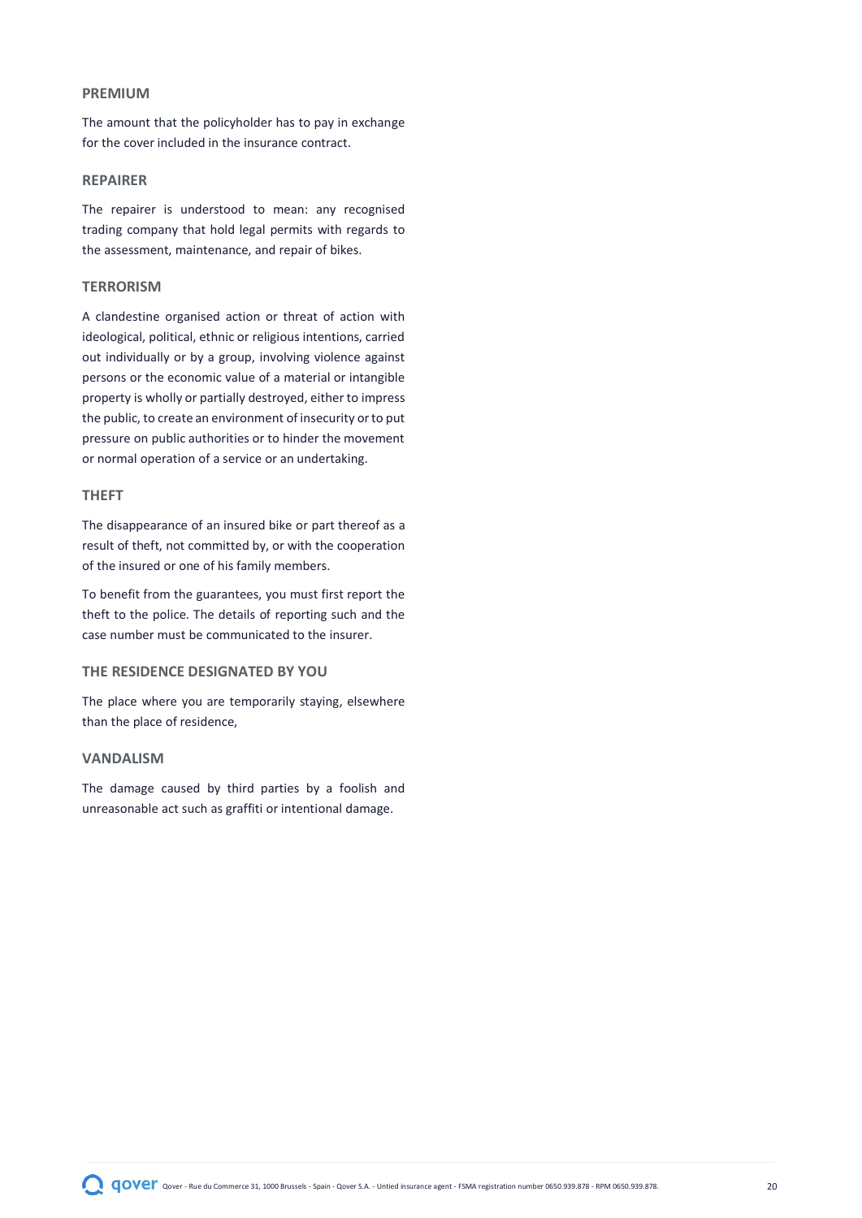### PREMIUM

The amount that the policyholder has to pay in exchange for the cover included in the insurance contract.

### REPAIRER

The repairer is understood to mean: any recognised trading company that hold legal permits with regards to the assessment, maintenance, and repair of bikes.

### TERRORISM

A clandestine organised action or threat of action with ideological, political, ethnic or religious intentions, carried out individually or by a group, involving violence against persons or the economic value of a material or intangible property is wholly or partially destroyed, either to impress the public, to create an environment of insecurity or to put pressure on public authorities or to hinder the movement or normal operation of a service or an undertaking.

### THEFT

The disappearance of an insured bike or part thereof as a result of theft, not committed by, or with the cooperation of the insured or one of his family members.

To benefit from the guarantees, you must first report the theft to the police. The details of reporting such and the case number must be communicated to the insurer.

### THE RESIDENCE DESIGNATED BY YOU

The place where you are temporarily staying, elsewhere than the place of residence,

### VANDALISM

The damage caused by third parties by a foolish and unreasonable act such as graffiti or intentional damage.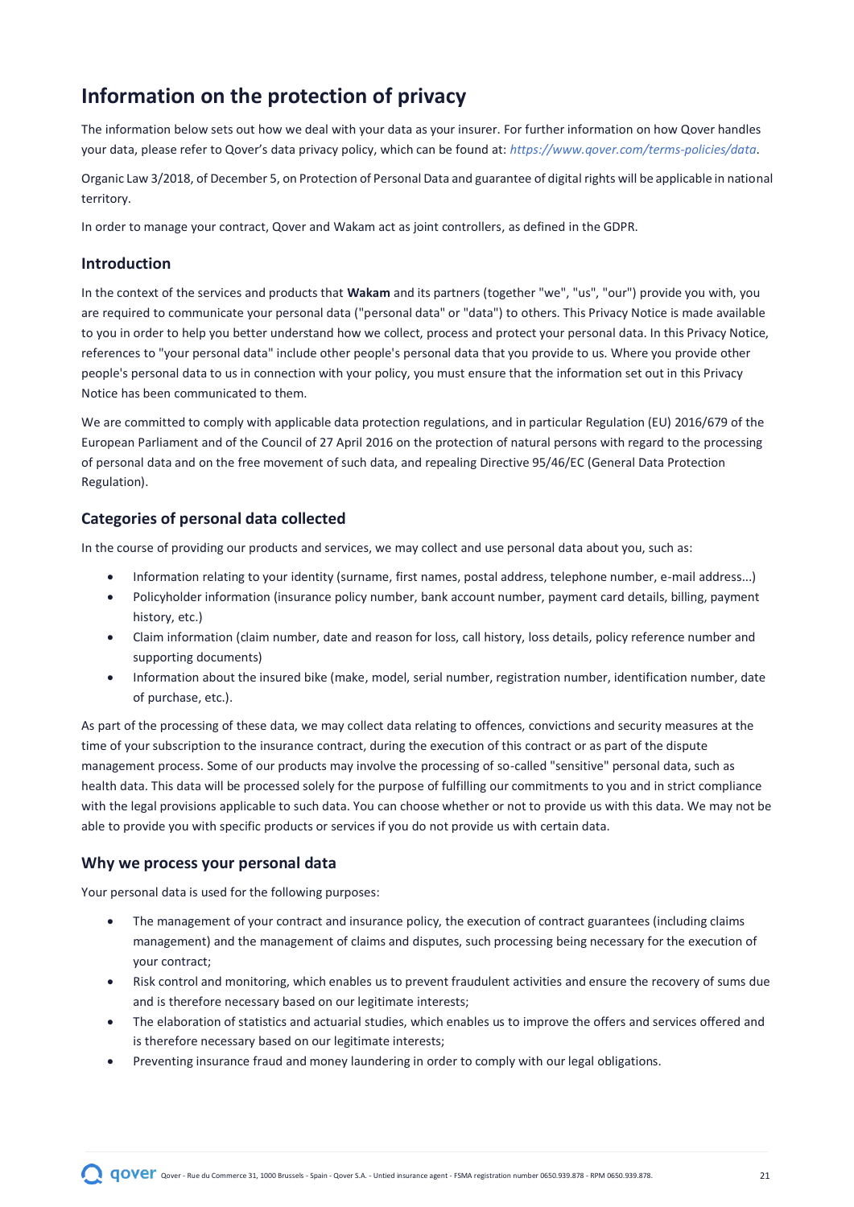# Information on the protection of privacy

The information below sets out how we deal with your data as your insurer. For further information on how Qover handles your data, please refer to Qover's data privacy policy, which can be found at: *https://www.qover.com/terms-policies/data*.

Organic Law 3/2018, of December 5, on Protection of Personal Data and guarantee of digital rights will be applicable in national territory.

In order to manage your contract, Qover and Wakam act as joint controllers, as defined in the GDPR.

## Introduction

In the context of the services and products that **Wakam** and its partners (together "we", "us", "our") provide you with, you are required to communicate your personal data ("personal data" or "data") to others. This Privacy Notice is made available to you in order to help you better understand how we collect, process and protect your personal data. In this Privacy Notice, references to "your personal data" include other people's personal data that you provide to us. Where you provide other people's personal data to us in connection with your policy, you must ensure that the information set out in this Privacy Notice has been communicated to them.

We are committed to comply with applicable data protection regulations, and in particular Regulation (EU) 2016/679 of the European Parliament and of the Council of 27 April 2016 on the protection of natural persons with regard to the processing of personal data and on the free movement of such data, and repealing Directive 95/46/EC (General Data Protection Regulation).

## Categories of personal data collected

In the course of providing our products and services, we may collect and use personal data about you, such as:

- Information relating to your identity (surname, first names, postal address, telephone number, e-mail address...)
- Policyholder information (insurance policy number, bank account number, payment card details, billing, payment history, etc.)
- Claim information (claim number, date and reason for loss, call history, loss details, policy reference number and supporting documents)
- Information about the insured bike (make, model, serial number, registration number, identification number, date of purchase, etc.).

As part of the processing of these data, we may collect data relating to offences, convictions and security measures at the time of your subscription to the insurance contract, during the execution of this contract or as part of the dispute management process. Some of our products may involve the processing of so-called "sensitive" personal data, such as health data. This data will be processed solely for the purpose of fulfilling our commitments to you and in strict compliance with the legal provisions applicable to such data. You can choose whether or not to provide us with this data. We may not be able to provide you with specific products or services if you do not provide us with certain data.

## Why we process your personal data

Your personal data is used for the following purposes:

- The management of your contract and insurance policy, the execution of contract guarantees (including claims management) and the management of claims and disputes, such processing being necessary for the execution of your contract;
- Risk control and monitoring, which enables us to prevent fraudulent activities and ensure the recovery of sums due and is therefore necessary based on our legitimate interests;
- The elaboration of statistics and actuarial studies, which enables us to improve the offers and services offered and is therefore necessary based on our legitimate interests;
- Preventing insurance fraud and money laundering in order to comply with our legal obligations.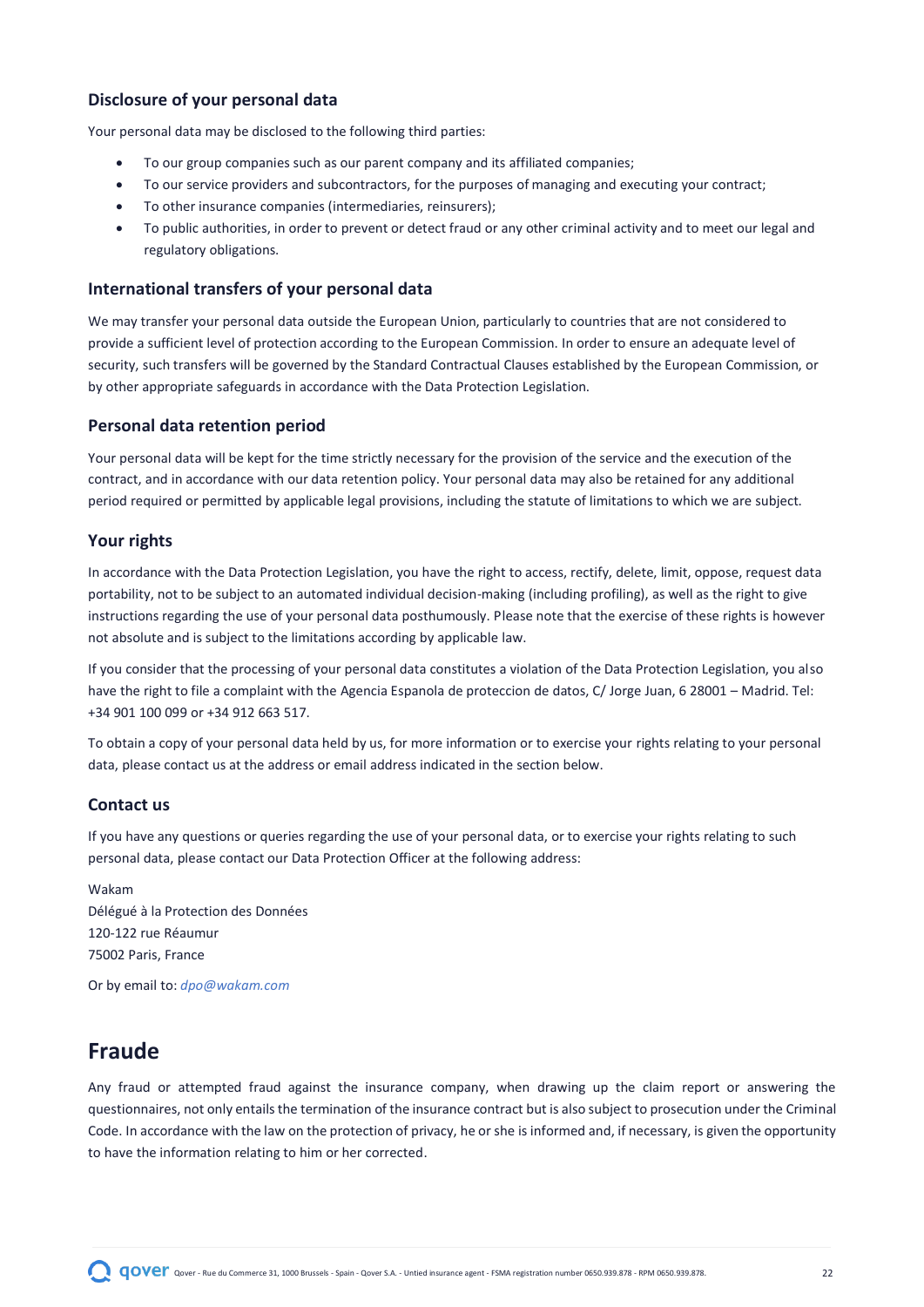### Disclosure of your personal data

Your personal data may be disclosed to the following third parties:

- To our group companies such as our parent company and its affiliated companies;
- To our service providers and subcontractors, for the purposes of managing and executing your contract;
- To other insurance companies (intermediaries, reinsurers);
- To public authorities, in order to prevent or detect fraud or any other criminal activity and to meet our legal and regulatory obligations.

### International transfers of your personal data

We may transfer your personal data outside the European Union, particularly to countries that are not considered to provide a sufficient level of protection according to the European Commission. In order to ensure an adequate level of security, such transfers will be governed by the Standard Contractual Clauses established by the European Commission, or by other appropriate safeguards in accordance with the Data Protection Legislation.

### Personal data retention period

Your personal data will be kept for the time strictly necessary for the provision of the service and the execution of the contract, and in accordance with our data retention policy. Your personal data may also be retained for any additional period required or permitted by applicable legal provisions, including the statute of limitations to which we are subject.

### Your rights

In accordance with the Data Protection Legislation, you have the right to access, rectify, delete, limit, oppose, request data portability, not to be subject to an automated individual decision-making (including profiling), as well as the right to give instructions regarding the use of your personal data posthumously. Please note that the exercise of these rights is however not absolute and is subject to the limitations according by applicable law.

If you consider that the processing of your personal data constitutes a violation of the Data Protection Legislation, you also have the right to file a complaint with the Agencia Espanola de proteccion de datos, C/ Jorge Juan, 6 28001 – Madrid. Tel: +34 901 100 099 or +34 912 663 517.

To obtain a copy of your personal data held by us, for more information or to exercise your rights relating to your personal data, please contact us at the address or email address indicated in the section below.

### Contact us

If you have any questions or queries regarding the use of your personal data, or to exercise your rights relating to such personal data, please contact our Data Protection Officer at the following address:

Wakam
Délégué à la Protection des Données
120-122 rue Réaumur
75002 Paris, France

Or by email to: *dpo@wakam.com*

## Fraude

Any fraud or attempted fraud against the insurance company, when drawing up the claim report or answering the questionnaires, not only entails the termination of the insurance contract but is also subject to prosecution under the Criminal Code. In accordance with the law on the protection of privacy, he or she is informed and, if necessary, is given the opportunity to have the information relating to him or her corrected.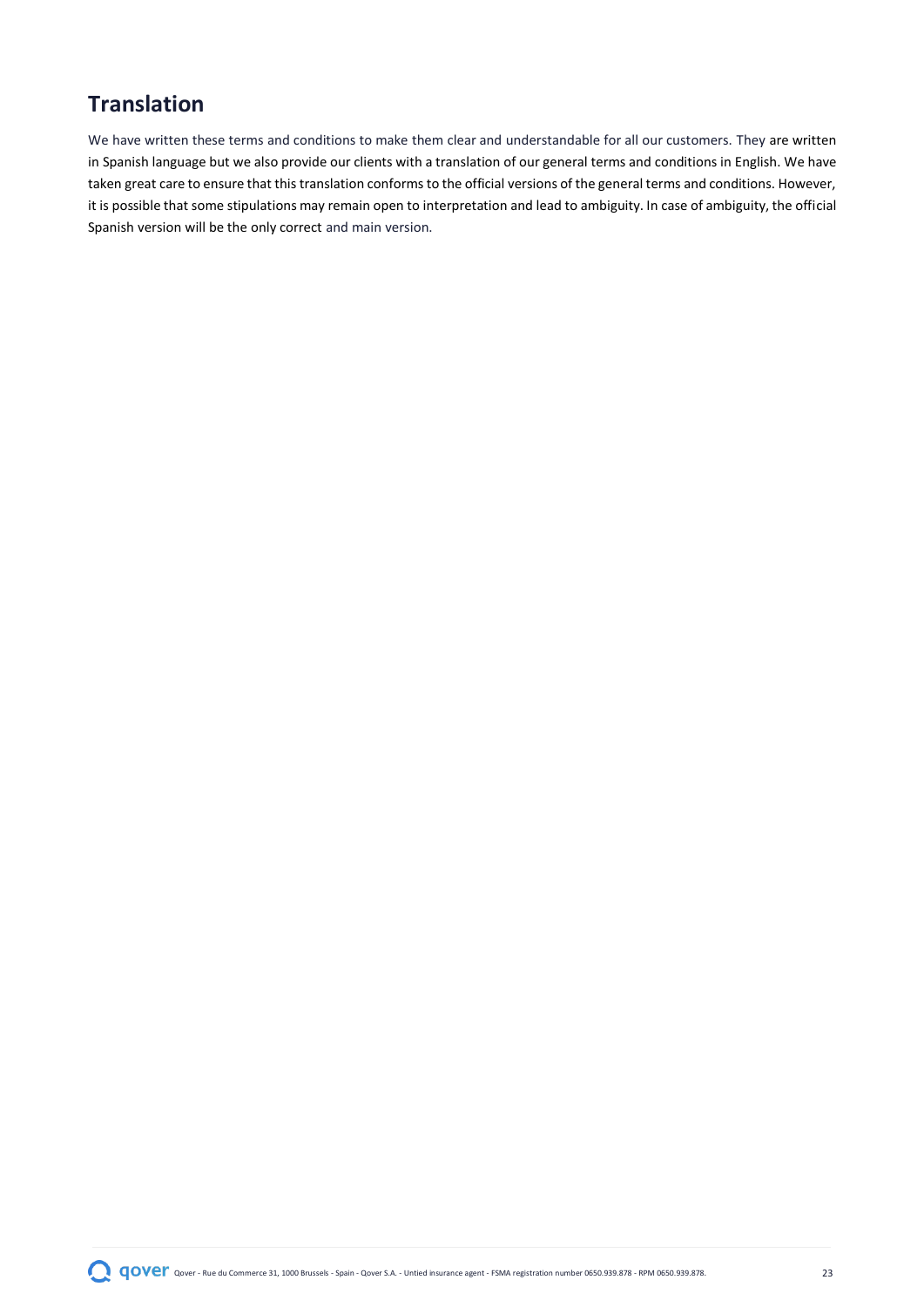## Translation

We have written these terms and conditions to make them clear and understandable for all our customers. They are written in Spanish language but we also provide our clients with a translation of our general terms and conditions in English. We have taken great care to ensure that this translation conforms to the official versions of the general terms and conditions. However, it is possible that some stipulations may remain open to interpretation and lead to ambiguity. In case of ambiguity, the official Spanish version will be the only correct and main version.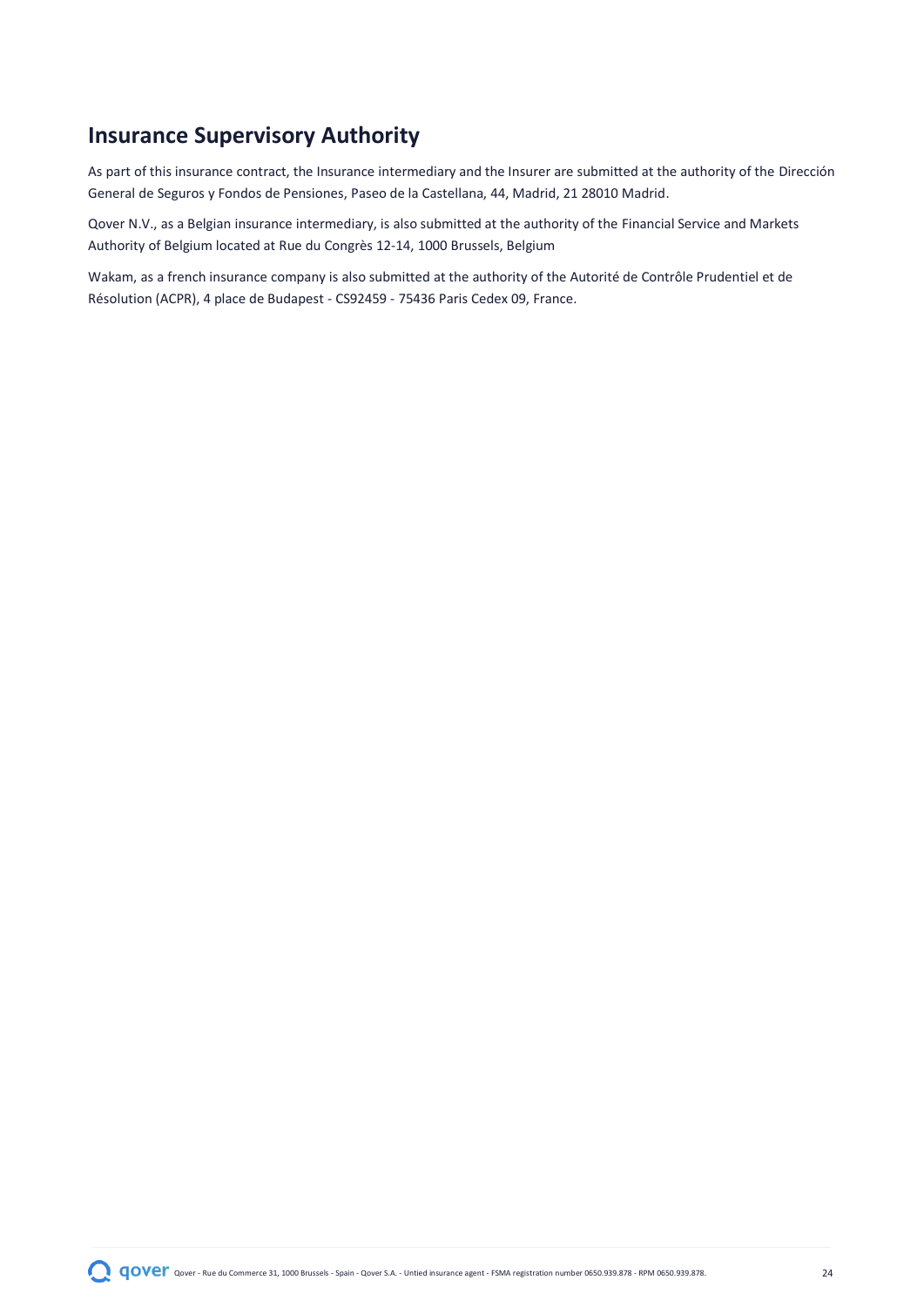## Insurance Supervisory Authority

As part of this insurance contract, the Insurance intermediary and the Insurer are submitted at the authority of the Dirección General de Seguros y Fondos de Pensiones, Paseo de la Castellana, 44, Madrid, 21 28010 Madrid.

Qover N.V., as a Belgian insurance intermediary, is also submitted at the authority of the Financial Service and Markets Authority of Belgium located at Rue du Congrès 12-14, 1000 Brussels, Belgium

Wakam, as a french insurance company is also submitted at the authority of the Autorité de Contrôle Prudentiel et de Résolution (ACPR), 4 place de Budapest - CS92459 - 75436 Paris Cedex 09, France.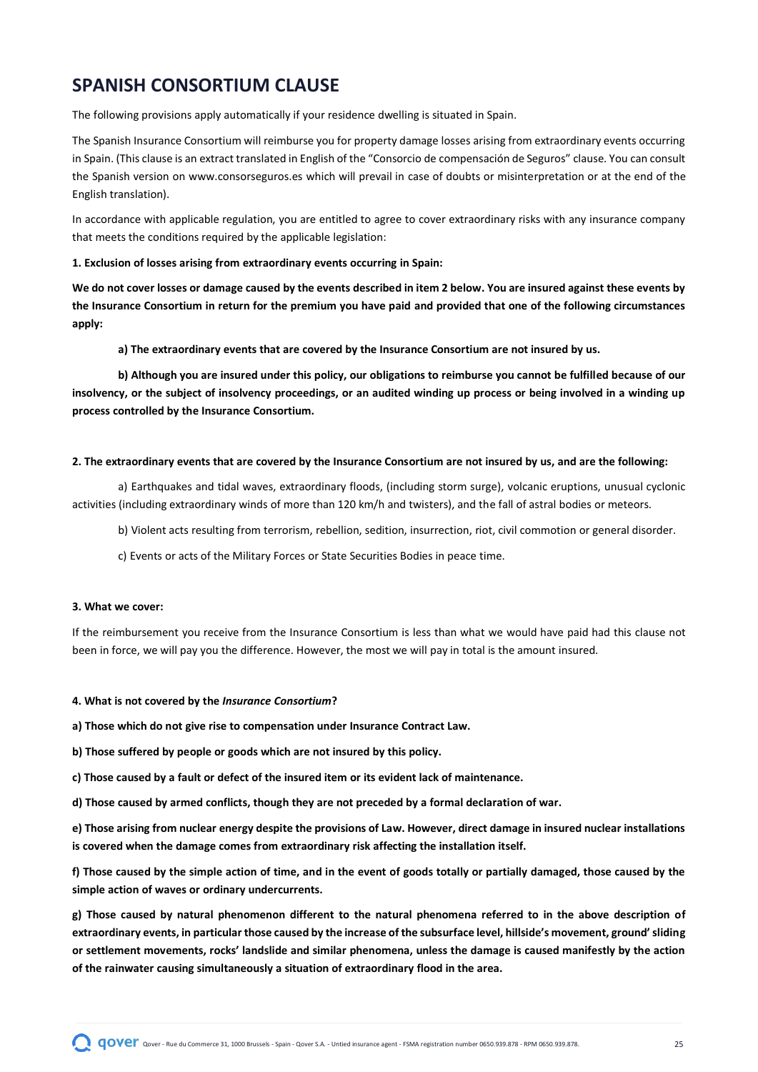# SPANISH CONSORTIUM CLAUSE

The following provisions apply automatically if your residence dwelling is situated in Spain.

The Spanish Insurance Consortium will reimburse you for property damage losses arising from extraordinary events occurring in Spain. (This clause is an extract translated in English of the "Consorcio de compensación de Seguros" clause. You can consult the Spanish version on www.consorseguros.es which will prevail in case of doubts or misinterpretation or at the end of the English translation).

In accordance with applicable regulation, you are entitled to agree to cover extraordinary risks with any insurance company that meets the conditions required by the applicable legislation:

**1. Exclusion of losses arising from extraordinary events occurring in Spain:**

**We do not cover losses or damage caused by the events described in item 2 below. You are insured against these events by the Insurance Consortium in return for the premium you have paid and provided that one of the following circumstances apply:**

**a) The extraordinary events that are covered by the Insurance Consortium are not insured by us.**

**b) Although you are insured under this policy, our obligations to reimburse you cannot be fulfilled because of our insolvency, or the subject of insolvency proceedings, or an audited winding up process or being involved in a winding up process controlled by the Insurance Consortium.**

**2. The extraordinary events that are covered by the Insurance Consortium are not insured by us, and are the following:**

a) Earthquakes and tidal waves, extraordinary floods, (including storm surge), volcanic eruptions, unusual cyclonic activities (including extraordinary winds of more than 120 km/h and twisters), and the fall of astral bodies or meteors.

b) Violent acts resulting from terrorism, rebellion, sedition, insurrection, riot, civil commotion or general disorder.

c) Events or acts of the Military Forces or State Securities Bodies in peace time.

**3. What we cover:**

If the reimbursement you receive from the Insurance Consortium is less than what we would have paid had this clause not been in force, we will pay you the difference. However, the most we will pay in total is the amount insured.

**4. What is not covered by the *Insurance Consortium*?**

**a) Those which do not give rise to compensation under Insurance Contract Law.**

**b) Those suffered by people or goods which are not insured by this policy.**

**c) Those caused by a fault or defect of the insured item or its evident lack of maintenance.**

**d) Those caused by armed conflicts, though they are not preceded by a formal declaration of war.**

**e) Those arising from nuclear energy despite the provisions of Law. However, direct damage in insured nuclear installations is covered when the damage comes from extraordinary risk affecting the installation itself.**

**f) Those caused by the simple action of time, and in the event of goods totally or partially damaged, those caused by the simple action of waves or ordinary undercurrents.**

**g) Those caused by natural phenomenon different to the natural phenomena referred to in the above description of extraordinary events, in particular those caused by the increase of the subsurface level, hillside's movement, ground' sliding or settlement movements, rocks' landslide and similar phenomena, unless the damage is caused manifestly by the action of the rainwater causing simultaneously a situation of extraordinary flood in the area.**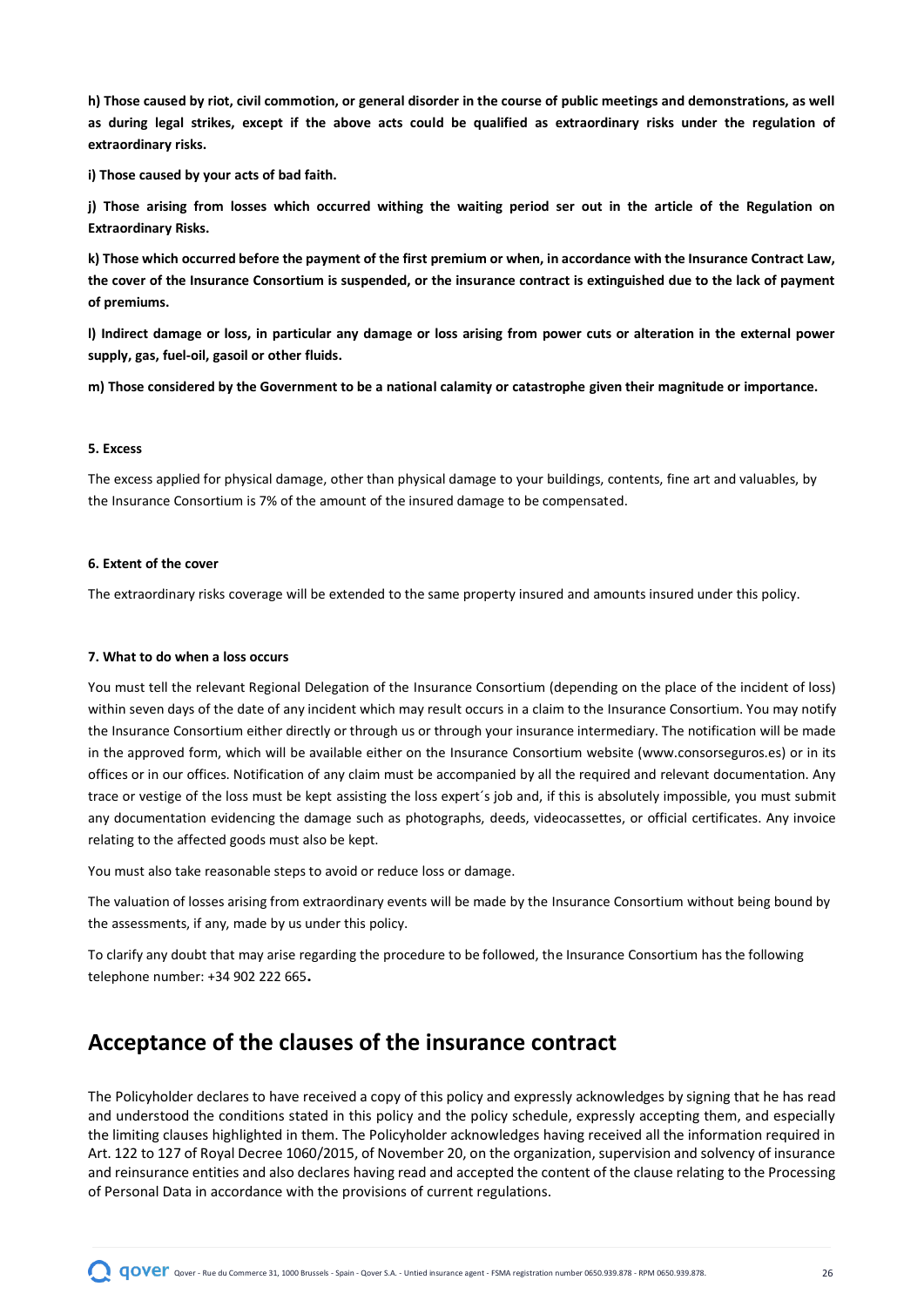**h) Those caused by riot, civil commotion, or general disorder in the course of public meetings and demonstrations, as well as during legal strikes, except if the above acts could be qualified as extraordinary risks under the regulation of extraordinary risks.**

**i) Those caused by your acts of bad faith.**

**j) Those arising from losses which occurred withing the waiting period ser out in the article of the Regulation on Extraordinary Risks.**

**k) Those which occurred before the payment of the first premium or when, in accordance with the Insurance Contract Law, the cover of the Insurance Consortium is suspended, or the insurance contract is extinguished due to the lack of payment of premiums.**

**l) Indirect damage or loss, in particular any damage or loss arising from power cuts or alteration in the external power supply, gas, fuel-oil, gasoil or other fluids.**

**m) Those considered by the Government to be a national calamity or catastrophe given their magnitude or importance.**

**5. Excess**

The excess applied for physical damage, other than physical damage to your buildings, contents, fine art and valuables, by the Insurance Consortium is 7% of the amount of the insured damage to be compensated.

**6. Extent of the cover**

The extraordinary risks coverage will be extended to the same property insured and amounts insured under this policy.

**7. What to do when a loss occurs**

You must tell the relevant Regional Delegation of the Insurance Consortium (depending on the place of the incident of loss) within seven days of the date of any incident which may result occurs in a claim to the Insurance Consortium. You may notify the Insurance Consortium either directly or through us or through your insurance intermediary. The notification will be made in the approved form, which will be available either on the Insurance Consortium website (www.consorseguros.es) or in its offices or in our offices. Notification of any claim must be accompanied by all the required and relevant documentation. Any trace or vestige of the loss must be kept assisting the loss expert´s job and, if this is absolutely impossible, you must submit any documentation evidencing the damage such as photographs, deeds, videocassettes, or official certificates. Any invoice relating to the affected goods must also be kept.

You must also take reasonable steps to avoid or reduce loss or damage.

The valuation of losses arising from extraordinary events will be made by the Insurance Consortium without being bound by the assessments, if any, made by us under this policy.

To clarify any doubt that may arise regarding the procedure to be followed, the Insurance Consortium has the following telephone number: +34 902 222 665**.**

## Acceptance of the clauses of the insurance contract

The Policyholder declares to have received a copy of this policy and expressly acknowledges by signing that he has read and understood the conditions stated in this policy and the policy schedule, expressly accepting them, and especially the limiting clauses highlighted in them. The Policyholder acknowledges having received all the information required in Art. 122 to 127 of Royal Decree 1060/2015, of November 20, on the organization, supervision and solvency of insurance and reinsurance entities and also declares having read and accepted the content of the clause relating to the Processing of Personal Data in accordance with the provisions of current regulations.